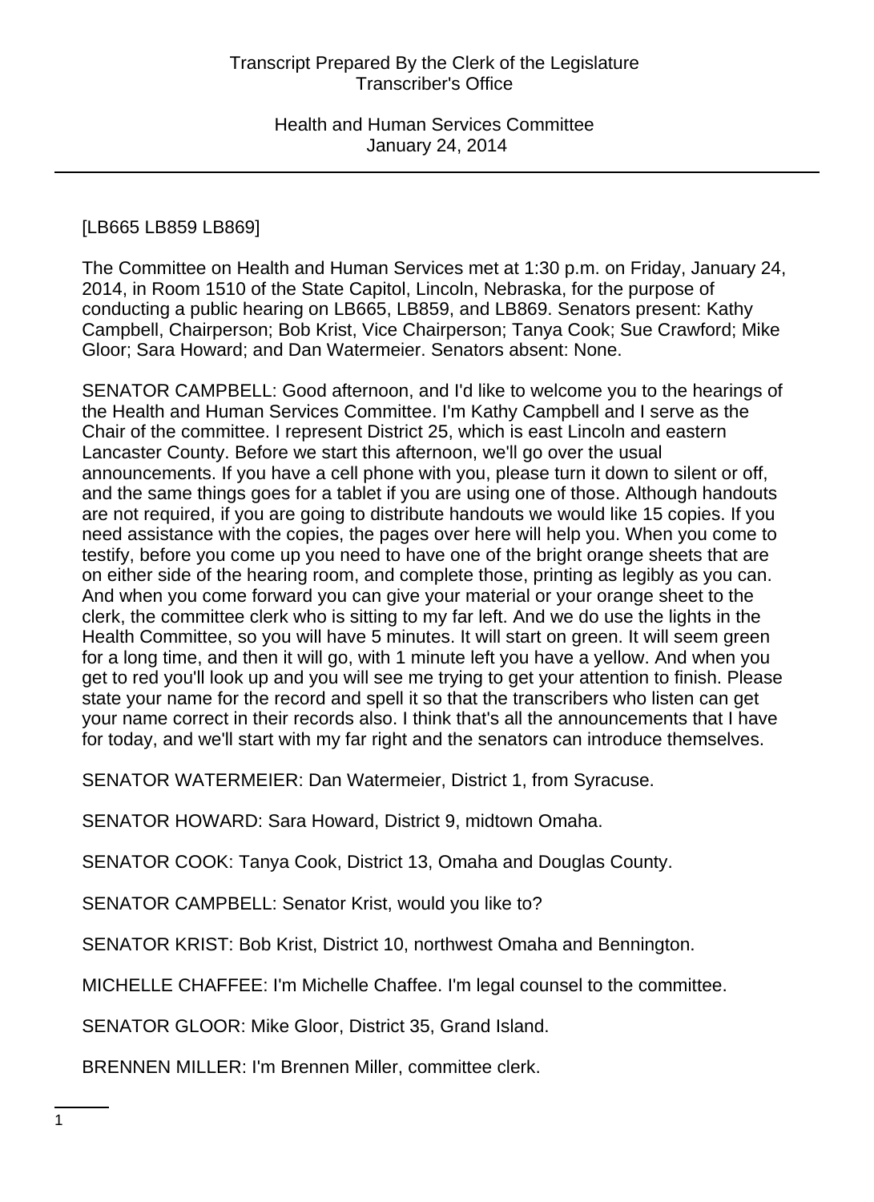[LB665 LB859 LB869]

The Committee on Health and Human Services met at 1:30 p.m. on Friday, January 24, 2014, in Room 1510 of the State Capitol, Lincoln, Nebraska, for the purpose of conducting a public hearing on LB665, LB859, and LB869. Senators present: Kathy Campbell, Chairperson; Bob Krist, Vice Chairperson; Tanya Cook; Sue Crawford; Mike Gloor; Sara Howard; and Dan Watermeier. Senators absent: None.

SENATOR CAMPBELL: Good afternoon, and I'd like to welcome you to the hearings of the Health and Human Services Committee. I'm Kathy Campbell and I serve as the Chair of the committee. I represent District 25, which is east Lincoln and eastern Lancaster County. Before we start this afternoon, we'll go over the usual announcements. If you have a cell phone with you, please turn it down to silent or off, and the same things goes for a tablet if you are using one of those. Although handouts are not required, if you are going to distribute handouts we would like 15 copies. If you need assistance with the copies, the pages over here will help you. When you come to testify, before you come up you need to have one of the bright orange sheets that are on either side of the hearing room, and complete those, printing as legibly as you can. And when you come forward you can give your material or your orange sheet to the clerk, the committee clerk who is sitting to my far left. And we do use the lights in the Health Committee, so you will have 5 minutes. It will start on green. It will seem green for a long time, and then it will go, with 1 minute left you have a yellow. And when you get to red you'll look up and you will see me trying to get your attention to finish. Please state your name for the record and spell it so that the transcribers who listen can get your name correct in their records also. I think that's all the announcements that I have for today, and we'll start with my far right and the senators can introduce themselves.

SENATOR WATERMEIER: Dan Watermeier, District 1, from Syracuse.

SENATOR HOWARD: Sara Howard, District 9, midtown Omaha.

SENATOR COOK: Tanya Cook, District 13, Omaha and Douglas County.

SENATOR CAMPBELL: Senator Krist, would you like to?

SENATOR KRIST: Bob Krist, District 10, northwest Omaha and Bennington.

MICHELLE CHAFFEE: I'm Michelle Chaffee. I'm legal counsel to the committee.

SENATOR GLOOR: Mike Gloor, District 35, Grand Island.

BRENNEN MILLER: I'm Brennen Miller, committee clerk.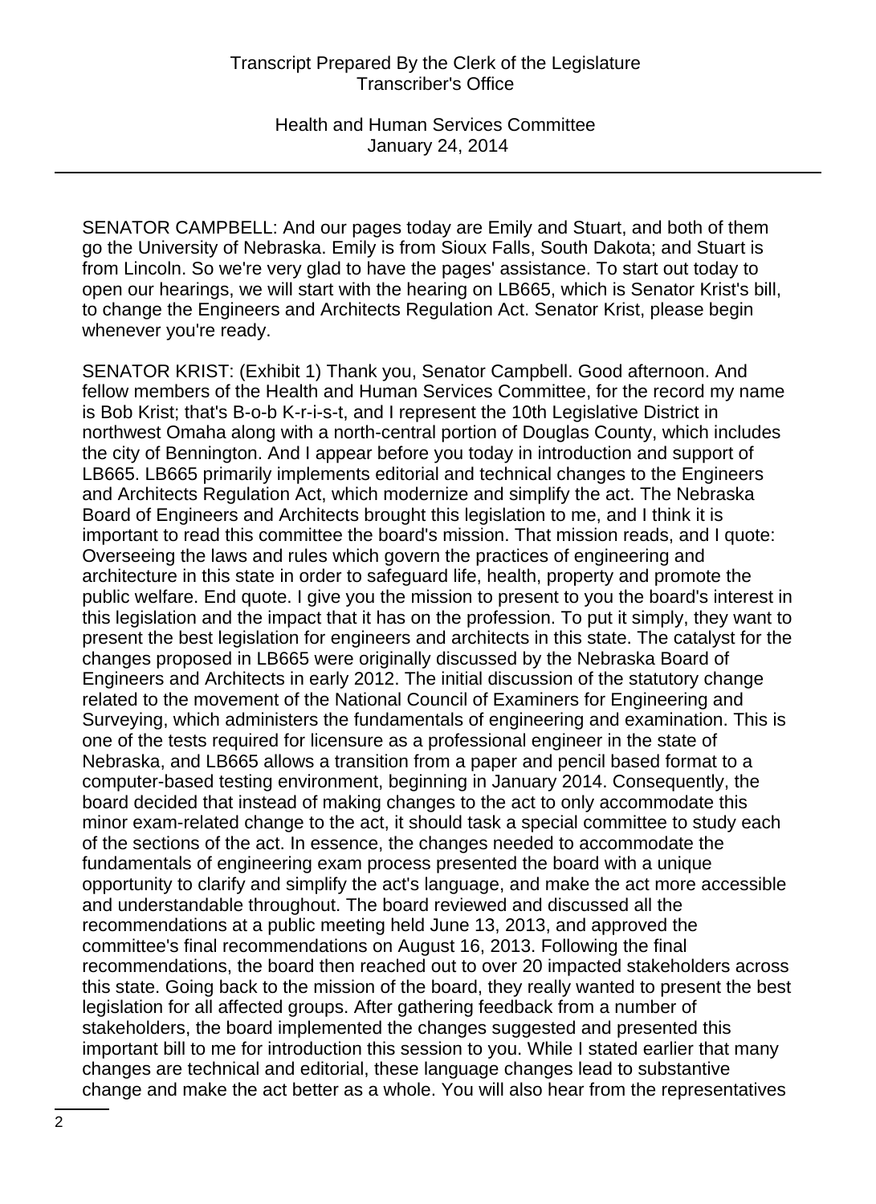SENATOR CAMPBELL: And our pages today are Emily and Stuart, and both of them go the University of Nebraska. Emily is from Sioux Falls, South Dakota; and Stuart is from Lincoln. So we're very glad to have the pages' assistance. To start out today to open our hearings, we will start with the hearing on LB665, which is Senator Krist's bill, to change the Engineers and Architects Regulation Act. Senator Krist, please begin whenever you're ready.

SENATOR KRIST: (Exhibit 1) Thank you, Senator Campbell. Good afternoon. And fellow members of the Health and Human Services Committee, for the record my name is Bob Krist; that's B-o-b K-r-i-s-t, and I represent the 10th Legislative District in northwest Omaha along with a north-central portion of Douglas County, which includes the city of Bennington. And I appear before you today in introduction and support of LB665. LB665 primarily implements editorial and technical changes to the Engineers and Architects Regulation Act, which modernize and simplify the act. The Nebraska Board of Engineers and Architects brought this legislation to me, and I think it is important to read this committee the board's mission. That mission reads, and I quote: Overseeing the laws and rules which govern the practices of engineering and architecture in this state in order to safeguard life, health, property and promote the public welfare. End quote. I give you the mission to present to you the board's interest in this legislation and the impact that it has on the profession. To put it simply, they want to present the best legislation for engineers and architects in this state. The catalyst for the changes proposed in LB665 were originally discussed by the Nebraska Board of Engineers and Architects in early 2012. The initial discussion of the statutory change related to the movement of the National Council of Examiners for Engineering and Surveying, which administers the fundamentals of engineering and examination. This is one of the tests required for licensure as a professional engineer in the state of Nebraska, and LB665 allows a transition from a paper and pencil based format to a computer-based testing environment, beginning in January 2014. Consequently, the board decided that instead of making changes to the act to only accommodate this minor exam-related change to the act, it should task a special committee to study each of the sections of the act. In essence, the changes needed to accommodate the fundamentals of engineering exam process presented the board with a unique opportunity to clarify and simplify the act's language, and make the act more accessible and understandable throughout. The board reviewed and discussed all the recommendations at a public meeting held June 13, 2013, and approved the committee's final recommendations on August 16, 2013. Following the final recommendations, the board then reached out to over 20 impacted stakeholders across this state. Going back to the mission of the board, they really wanted to present the best legislation for all affected groups. After gathering feedback from a number of stakeholders, the board implemented the changes suggested and presented this important bill to me for introduction this session to you. While I stated earlier that many changes are technical and editorial, these language changes lead to substantive change and make the act better as a whole. You will also hear from the representatives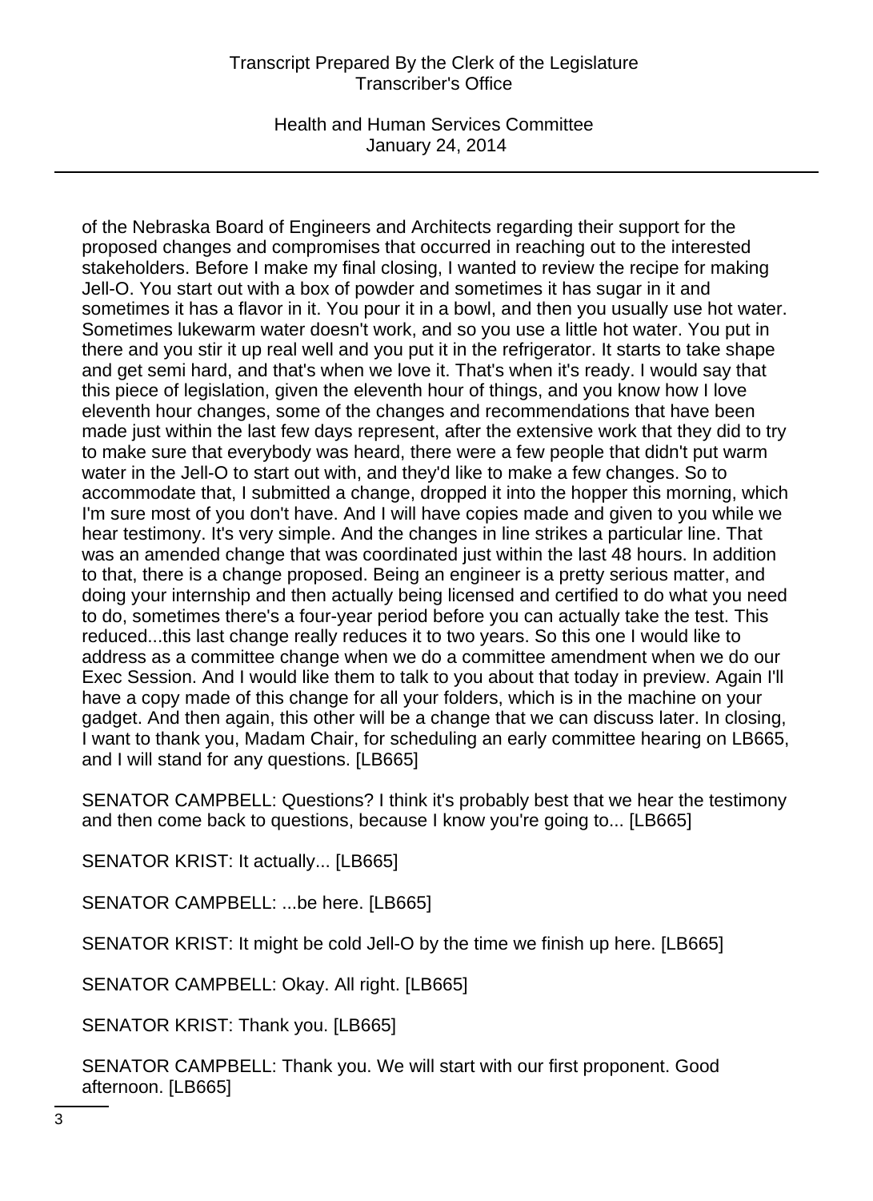of the Nebraska Board of Engineers and Architects regarding their support for the proposed changes and compromises that occurred in reaching out to the interested stakeholders. Before I make my final closing, I wanted to review the recipe for making Jell-O. You start out with a box of powder and sometimes it has sugar in it and sometimes it has a flavor in it. You pour it in a bowl, and then you usually use hot water. Sometimes lukewarm water doesn't work, and so you use a little hot water. You put in there and you stir it up real well and you put it in the refrigerator. It starts to take shape and get semi hard, and that's when we love it. That's when it's ready. I would say that this piece of legislation, given the eleventh hour of things, and you know how I love eleventh hour changes, some of the changes and recommendations that have been made just within the last few days represent, after the extensive work that they did to try to make sure that everybody was heard, there were a few people that didn't put warm water in the Jell-O to start out with, and they'd like to make a few changes. So to accommodate that, I submitted a change, dropped it into the hopper this morning, which I'm sure most of you don't have. And I will have copies made and given to you while we hear testimony. It's very simple. And the changes in line strikes a particular line. That was an amended change that was coordinated just within the last 48 hours. In addition to that, there is a change proposed. Being an engineer is a pretty serious matter, and doing your internship and then actually being licensed and certified to do what you need to do, sometimes there's a four-year period before you can actually take the test. This reduced...this last change really reduces it to two years. So this one I would like to address as a committee change when we do a committee amendment when we do our Exec Session. And I would like them to talk to you about that today in preview. Again I'll have a copy made of this change for all your folders, which is in the machine on your gadget. And then again, this other will be a change that we can discuss later. In closing, I want to thank you, Madam Chair, for scheduling an early committee hearing on LB665, and I will stand for any questions. [LB665]

SENATOR CAMPBELL: Questions? I think it's probably best that we hear the testimony and then come back to questions, because I know you're going to... [LB665]

SENATOR KRIST: It actually... [LB665]

SENATOR CAMPBELL: ...be here. [LB665]

SENATOR KRIST: It might be cold Jell-O by the time we finish up here. [LB665]

SENATOR CAMPBELL: Okay. All right. [LB665]

SENATOR KRIST: Thank you. [LB665]

SENATOR CAMPBELL: Thank you. We will start with our first proponent. Good afternoon. [LB665]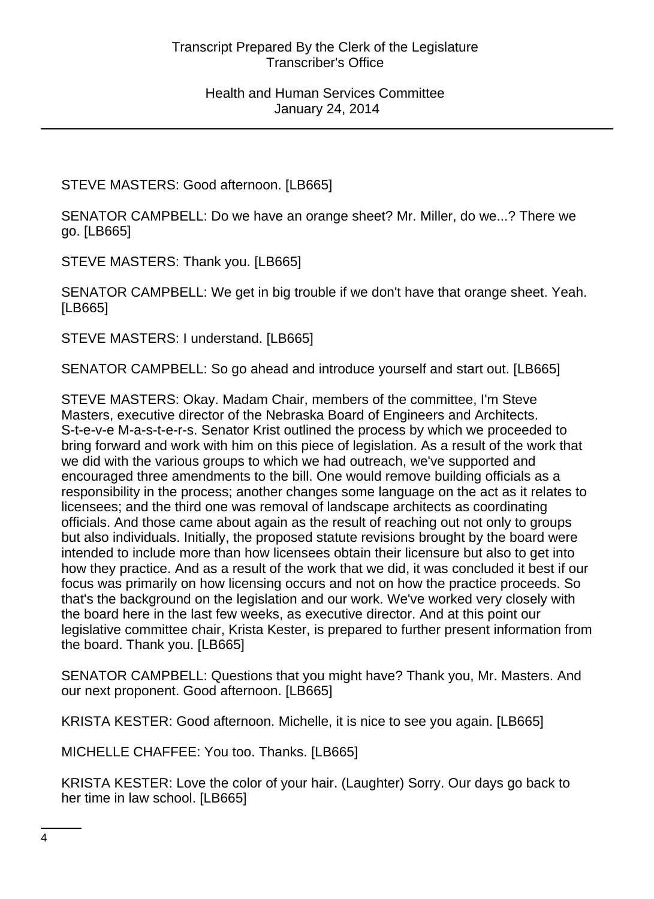STEVE MASTERS: Good afternoon. [LB665]

SENATOR CAMPBELL: Do we have an orange sheet? Mr. Miller, do we...? There we go. [LB665]

STEVE MASTERS: Thank you. [LB665]

SENATOR CAMPBELL: We get in big trouble if we don't have that orange sheet. Yeah. [LB665]

STEVE MASTERS: I understand. [LB665]

SENATOR CAMPBELL: So go ahead and introduce yourself and start out. [LB665]

STEVE MASTERS: Okay. Madam Chair, members of the committee, I'm Steve Masters, executive director of the Nebraska Board of Engineers and Architects. S-t-e-v-e M-a-s-t-e-r-s. Senator Krist outlined the process by which we proceeded to bring forward and work with him on this piece of legislation. As a result of the work that we did with the various groups to which we had outreach, we've supported and encouraged three amendments to the bill. One would remove building officials as a responsibility in the process; another changes some language on the act as it relates to licensees; and the third one was removal of landscape architects as coordinating officials. And those came about again as the result of reaching out not only to groups but also individuals. Initially, the proposed statute revisions brought by the board were intended to include more than how licensees obtain their licensure but also to get into how they practice. And as a result of the work that we did, it was concluded it best if our focus was primarily on how licensing occurs and not on how the practice proceeds. So that's the background on the legislation and our work. We've worked very closely with the board here in the last few weeks, as executive director. And at this point our legislative committee chair, Krista Kester, is prepared to further present information from the board. Thank you. [LB665]

SENATOR CAMPBELL: Questions that you might have? Thank you, Mr. Masters. And our next proponent. Good afternoon. [LB665]

KRISTA KESTER: Good afternoon. Michelle, it is nice to see you again. [LB665]

MICHELLE CHAFFEE: You too. Thanks. [LB665]

KRISTA KESTER: Love the color of your hair. (Laughter) Sorry. Our days go back to her time in law school. [LB665]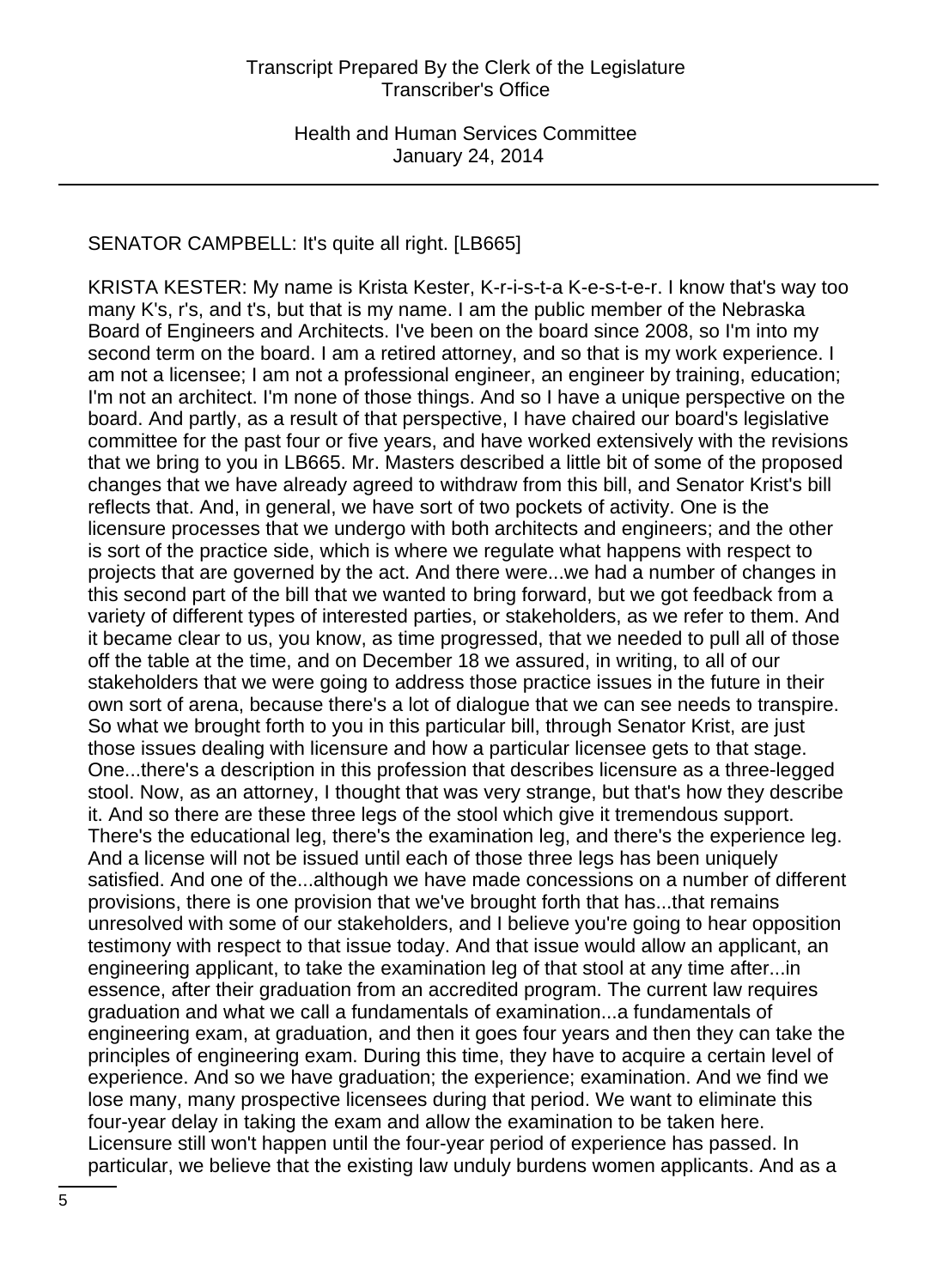SENATOR CAMPBELL: It's quite all right. [LB665]

KRISTA KESTER: My name is Krista Kester, K-r-i-s-t-a K-e-s-t-e-r. I know that's way too many K's, r's, and t's, but that is my name. I am the public member of the Nebraska Board of Engineers and Architects. I've been on the board since 2008, so I'm into my second term on the board. I am a retired attorney, and so that is my work experience. I am not a licensee; I am not a professional engineer, an engineer by training, education; I'm not an architect. I'm none of those things. And so I have a unique perspective on the board. And partly, as a result of that perspective, I have chaired our board's legislative committee for the past four or five years, and have worked extensively with the revisions that we bring to you in LB665. Mr. Masters described a little bit of some of the proposed changes that we have already agreed to withdraw from this bill, and Senator Krist's bill reflects that. And, in general, we have sort of two pockets of activity. One is the licensure processes that we undergo with both architects and engineers; and the other is sort of the practice side, which is where we regulate what happens with respect to projects that are governed by the act. And there were...we had a number of changes in this second part of the bill that we wanted to bring forward, but we got feedback from a variety of different types of interested parties, or stakeholders, as we refer to them. And it became clear to us, you know, as time progressed, that we needed to pull all of those off the table at the time, and on December 18 we assured, in writing, to all of our stakeholders that we were going to address those practice issues in the future in their own sort of arena, because there's a lot of dialogue that we can see needs to transpire. So what we brought forth to you in this particular bill, through Senator Krist, are just those issues dealing with licensure and how a particular licensee gets to that stage. One...there's a description in this profession that describes licensure as a three-legged stool. Now, as an attorney, I thought that was very strange, but that's how they describe it. And so there are these three legs of the stool which give it tremendous support. There's the educational leg, there's the examination leg, and there's the experience leg. And a license will not be issued until each of those three legs has been uniquely satisfied. And one of the...although we have made concessions on a number of different provisions, there is one provision that we've brought forth that has...that remains unresolved with some of our stakeholders, and I believe you're going to hear opposition testimony with respect to that issue today. And that issue would allow an applicant, an engineering applicant, to take the examination leg of that stool at any time after...in essence, after their graduation from an accredited program. The current law requires graduation and what we call a fundamentals of examination...a fundamentals of engineering exam, at graduation, and then it goes four years and then they can take the principles of engineering exam. During this time, they have to acquire a certain level of experience. And so we have graduation; the experience; examination. And we find we lose many, many prospective licensees during that period. We want to eliminate this four-year delay in taking the exam and allow the examination to be taken here. Licensure still won't happen until the four-year period of experience has passed. In particular, we believe that the existing law unduly burdens women applicants. And as a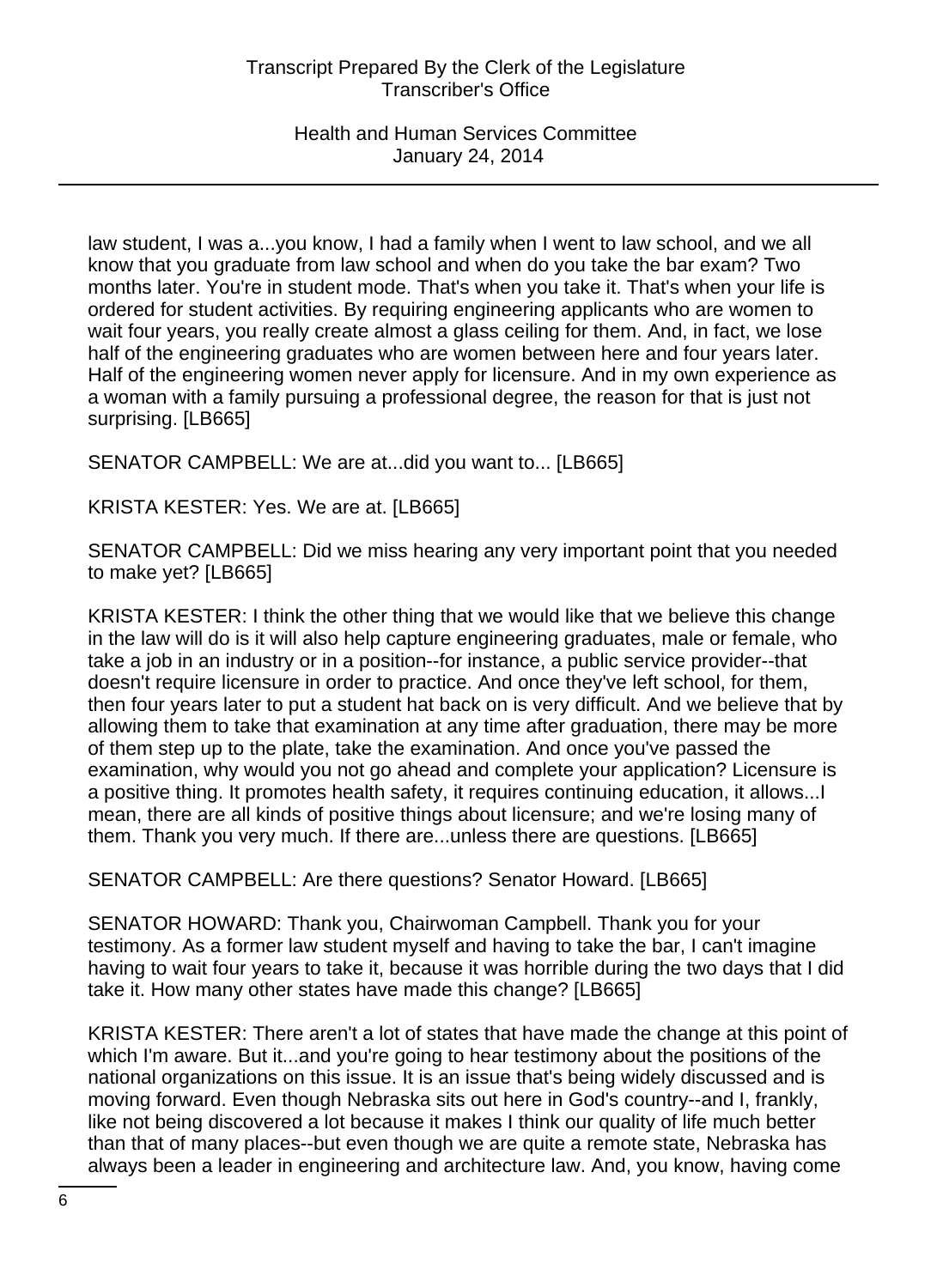law student, I was a...you know, I had a family when I went to law school, and we all know that you graduate from law school and when do you take the bar exam? Two months later. You're in student mode. That's when you take it. That's when your life is ordered for student activities. By requiring engineering applicants who are women to wait four years, you really create almost a glass ceiling for them. And, in fact, we lose half of the engineering graduates who are women between here and four years later. Half of the engineering women never apply for licensure. And in my own experience as a woman with a family pursuing a professional degree, the reason for that is just not surprising. [LB665]

SENATOR CAMPBELL: We are at...did you want to... [LB665]

KRISTA KESTER: Yes. We are at. [LB665]

SENATOR CAMPBELL: Did we miss hearing any very important point that you needed to make yet? [LB665]

KRISTA KESTER: I think the other thing that we would like that we believe this change in the law will do is it will also help capture engineering graduates, male or female, who take a job in an industry or in a position--for instance, a public service provider--that doesn't require licensure in order to practice. And once they've left school, for them, then four years later to put a student hat back on is very difficult. And we believe that by allowing them to take that examination at any time after graduation, there may be more of them step up to the plate, take the examination. And once you've passed the examination, why would you not go ahead and complete your application? Licensure is a positive thing. It promotes health safety, it requires continuing education, it allows...I mean, there are all kinds of positive things about licensure; and we're losing many of them. Thank you very much. If there are...unless there are questions. [LB665]

SENATOR CAMPBELL: Are there questions? Senator Howard. [LB665]

SENATOR HOWARD: Thank you, Chairwoman Campbell. Thank you for your testimony. As a former law student myself and having to take the bar, I can't imagine having to wait four years to take it, because it was horrible during the two days that I did take it. How many other states have made this change? [LB665]

KRISTA KESTER: There aren't a lot of states that have made the change at this point of which I'm aware. But it...and you're going to hear testimony about the positions of the national organizations on this issue. It is an issue that's being widely discussed and is moving forward. Even though Nebraska sits out here in God's country--and I, frankly, like not being discovered a lot because it makes I think our quality of life much better than that of many places--but even though we are quite a remote state, Nebraska has always been a leader in engineering and architecture law. And, you know, having come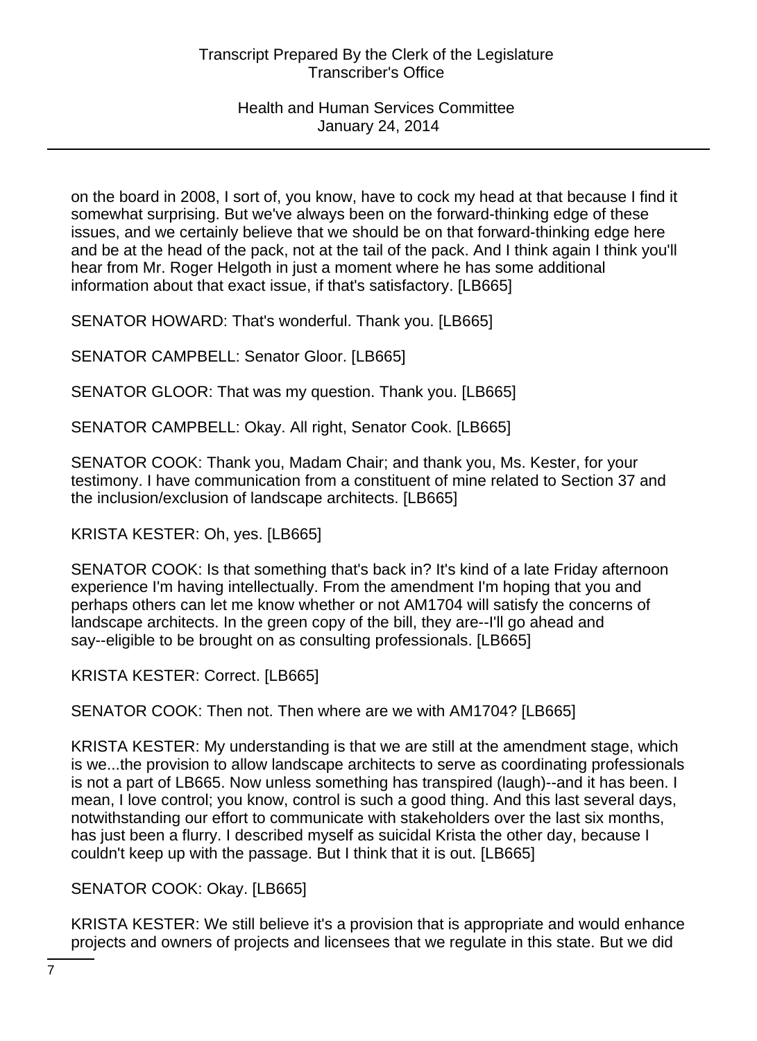on the board in 2008, I sort of, you know, have to cock my head at that because I find it somewhat surprising. But we've always been on the forward-thinking edge of these issues, and we certainly believe that we should be on that forward-thinking edge here and be at the head of the pack, not at the tail of the pack. And I think again I think you'll hear from Mr. Roger Helgoth in just a moment where he has some additional information about that exact issue, if that's satisfactory. [LB665]

SENATOR HOWARD: That's wonderful. Thank you. [LB665]

SENATOR CAMPBELL: Senator Gloor. [LB665]

SENATOR GLOOR: That was my question. Thank you. [LB665]

SENATOR CAMPBELL: Okay. All right, Senator Cook. [LB665]

SENATOR COOK: Thank you, Madam Chair; and thank you, Ms. Kester, for your testimony. I have communication from a constituent of mine related to Section 37 and the inclusion/exclusion of landscape architects. [LB665]

KRISTA KESTER: Oh, yes. [LB665]

SENATOR COOK: Is that something that's back in? It's kind of a late Friday afternoon experience I'm having intellectually. From the amendment I'm hoping that you and perhaps others can let me know whether or not AM1704 will satisfy the concerns of landscape architects. In the green copy of the bill, they are--I'll go ahead and say--eligible to be brought on as consulting professionals. [LB665]

KRISTA KESTER: Correct. [LB665]

SENATOR COOK: Then not. Then where are we with AM1704? [LB665]

KRISTA KESTER: My understanding is that we are still at the amendment stage, which is we...the provision to allow landscape architects to serve as coordinating professionals is not a part of LB665. Now unless something has transpired (laugh)--and it has been. I mean, I love control; you know, control is such a good thing. And this last several days, notwithstanding our effort to communicate with stakeholders over the last six months, has just been a flurry. I described myself as suicidal Krista the other day, because I couldn't keep up with the passage. But I think that it is out. [LB665]

SENATOR COOK: Okay. [LB665]

KRISTA KESTER: We still believe it's a provision that is appropriate and would enhance projects and owners of projects and licensees that we regulate in this state. But we did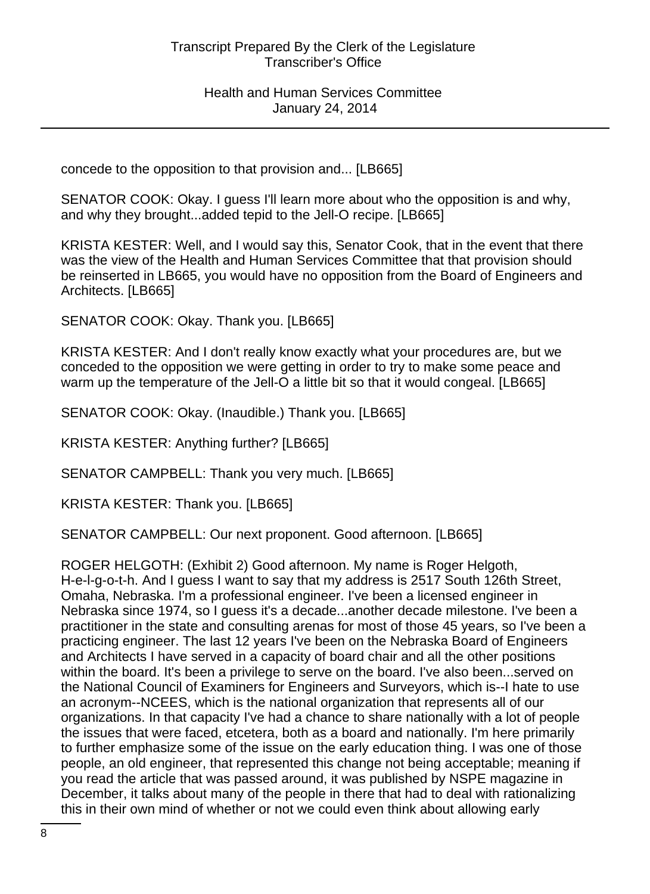concede to the opposition to that provision and... [LB665]

SENATOR COOK: Okay. I guess I'll learn more about who the opposition is and why, and why they brought...added tepid to the Jell-O recipe. [LB665]

KRISTA KESTER: Well, and I would say this, Senator Cook, that in the event that there was the view of the Health and Human Services Committee that that provision should be reinserted in LB665, you would have no opposition from the Board of Engineers and Architects. [LB665]

SENATOR COOK: Okay. Thank you. [LB665]

KRISTA KESTER: And I don't really know exactly what your procedures are, but we conceded to the opposition we were getting in order to try to make some peace and warm up the temperature of the Jell-O a little bit so that it would congeal. [LB665]

SENATOR COOK: Okay. (Inaudible.) Thank you. [LB665]

KRISTA KESTER: Anything further? [LB665]

SENATOR CAMPBELL: Thank you very much. [LB665]

KRISTA KESTER: Thank you. [LB665]

SENATOR CAMPBELL: Our next proponent. Good afternoon. [LB665]

ROGER HELGOTH: (Exhibit 2) Good afternoon. My name is Roger Helgoth, H-e-l-g-o-t-h. And I guess I want to say that my address is 2517 South 126th Street, Omaha, Nebraska. I'm a professional engineer. I've been a licensed engineer in Nebraska since 1974, so I guess it's a decade...another decade milestone. I've been a practitioner in the state and consulting arenas for most of those 45 years, so I've been a practicing engineer. The last 12 years I've been on the Nebraska Board of Engineers and Architects I have served in a capacity of board chair and all the other positions within the board. It's been a privilege to serve on the board. I've also been...served on the National Council of Examiners for Engineers and Surveyors, which is--I hate to use an acronym--NCEES, which is the national organization that represents all of our organizations. In that capacity I've had a chance to share nationally with a lot of people the issues that were faced, etcetera, both as a board and nationally. I'm here primarily to further emphasize some of the issue on the early education thing. I was one of those people, an old engineer, that represented this change not being acceptable; meaning if you read the article that was passed around, it was published by NSPE magazine in December, it talks about many of the people in there that had to deal with rationalizing this in their own mind of whether or not we could even think about allowing early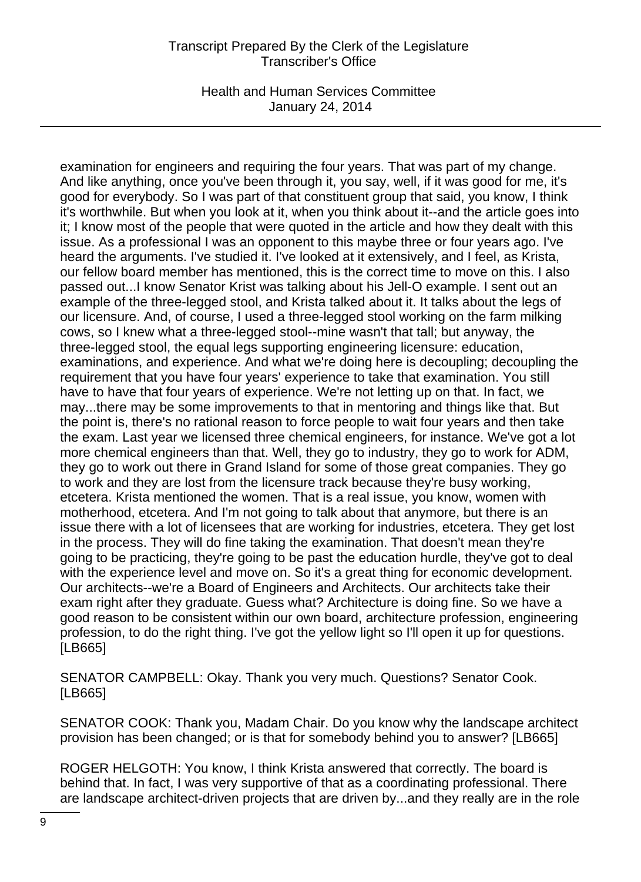examination for engineers and requiring the four years. That was part of my change. And like anything, once you've been through it, you say, well, if it was good for me, it's good for everybody. So I was part of that constituent group that said, you know, I think it's worthwhile. But when you look at it, when you think about it--and the article goes into it; I know most of the people that were quoted in the article and how they dealt with this issue. As a professional I was an opponent to this maybe three or four years ago. I've heard the arguments. I've studied it. I've looked at it extensively, and I feel, as Krista, our fellow board member has mentioned, this is the correct time to move on this. I also passed out...I know Senator Krist was talking about his Jell-O example. I sent out an example of the three-legged stool, and Krista talked about it. It talks about the legs of our licensure. And, of course, I used a three-legged stool working on the farm milking cows, so I knew what a three-legged stool--mine wasn't that tall; but anyway, the three-legged stool, the equal legs supporting engineering licensure: education, examinations, and experience. And what we're doing here is decoupling; decoupling the requirement that you have four years' experience to take that examination. You still have to have that four years of experience. We're not letting up on that. In fact, we may...there may be some improvements to that in mentoring and things like that. But the point is, there's no rational reason to force people to wait four years and then take the exam. Last year we licensed three chemical engineers, for instance. We've got a lot more chemical engineers than that. Well, they go to industry, they go to work for ADM, they go to work out there in Grand Island for some of those great companies. They go to work and they are lost from the licensure track because they're busy working, etcetera. Krista mentioned the women. That is a real issue, you know, women with motherhood, etcetera. And I'm not going to talk about that anymore, but there is an issue there with a lot of licensees that are working for industries, etcetera. They get lost in the process. They will do fine taking the examination. That doesn't mean they're going to be practicing, they're going to be past the education hurdle, they've got to deal with the experience level and move on. So it's a great thing for economic development. Our architects--we're a Board of Engineers and Architects. Our architects take their exam right after they graduate. Guess what? Architecture is doing fine. So we have a good reason to be consistent within our own board, architecture profession, engineering profession, to do the right thing. I've got the yellow light so I'll open it up for questions. [LB665]

SENATOR CAMPBELL: Okay. Thank you very much. Questions? Senator Cook. [LB665]

SENATOR COOK: Thank you, Madam Chair. Do you know why the landscape architect provision has been changed; or is that for somebody behind you to answer? [LB665]

ROGER HELGOTH: You know, I think Krista answered that correctly. The board is behind that. In fact, I was very supportive of that as a coordinating professional. There are landscape architect-driven projects that are driven by...and they really are in the role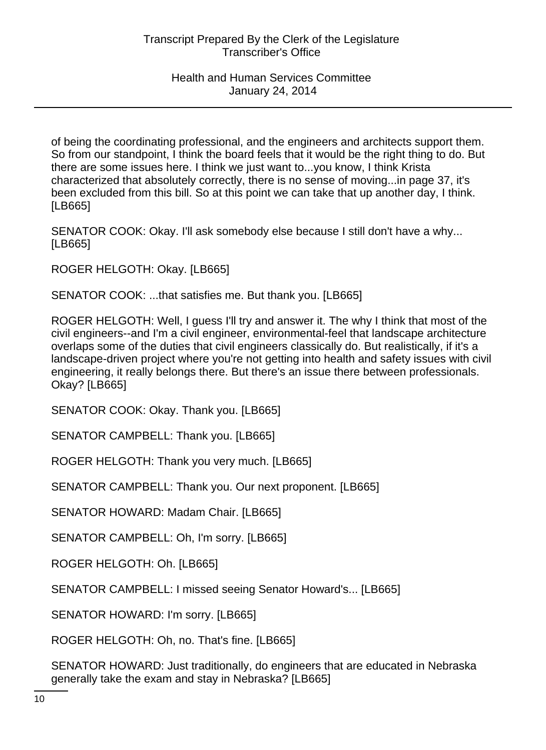of being the coordinating professional, and the engineers and architects support them. So from our standpoint, I think the board feels that it would be the right thing to do. But there are some issues here. I think we just want to...you know, I think Krista characterized that absolutely correctly, there is no sense of moving...in page 37, it's been excluded from this bill. So at this point we can take that up another day, I think. [LB665]

SENATOR COOK: Okay. I'll ask somebody else because I still don't have a why... [LB665]

ROGER HELGOTH: Okay. [LB665]

SENATOR COOK: ...that satisfies me. But thank you. [LB665]

ROGER HELGOTH: Well, I guess I'll try and answer it. The why I think that most of the civil engineers--and I'm a civil engineer, environmental-feel that landscape architecture overlaps some of the duties that civil engineers classically do. But realistically, if it's a landscape-driven project where you're not getting into health and safety issues with civil engineering, it really belongs there. But there's an issue there between professionals. Okay? [LB665]

SENATOR COOK: Okay. Thank you. [LB665]

SENATOR CAMPBELL: Thank you. [LB665]

ROGER HELGOTH: Thank you very much. [LB665]

SENATOR CAMPBELL: Thank you. Our next proponent. [LB665]

SENATOR HOWARD: Madam Chair. [LB665]

SENATOR CAMPBELL: Oh, I'm sorry. [LB665]

ROGER HELGOTH: Oh. [LB665]

SENATOR CAMPBELL: I missed seeing Senator Howard's... [LB665]

SENATOR HOWARD: I'm sorry. [LB665]

ROGER HELGOTH: Oh, no. That's fine. [LB665]

SENATOR HOWARD: Just traditionally, do engineers that are educated in Nebraska generally take the exam and stay in Nebraska? [LB665]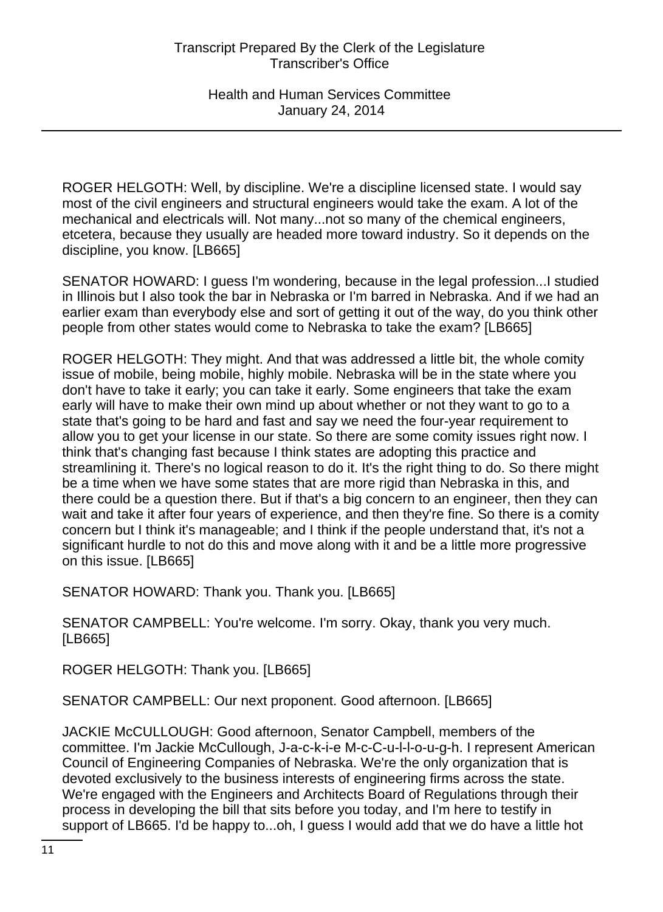ROGER HELGOTH: Well, by discipline. We're a discipline licensed state. I would say most of the civil engineers and structural engineers would take the exam. A lot of the mechanical and electricals will. Not many...not so many of the chemical engineers, etcetera, because they usually are headed more toward industry. So it depends on the discipline, you know. [LB665]

SENATOR HOWARD: I guess I'm wondering, because in the legal profession...I studied in Illinois but I also took the bar in Nebraska or I'm barred in Nebraska. And if we had an earlier exam than everybody else and sort of getting it out of the way, do you think other people from other states would come to Nebraska to take the exam? [LB665]

ROGER HELGOTH: They might. And that was addressed a little bit, the whole comity issue of mobile, being mobile, highly mobile. Nebraska will be in the state where you don't have to take it early; you can take it early. Some engineers that take the exam early will have to make their own mind up about whether or not they want to go to a state that's going to be hard and fast and say we need the four-year requirement to allow you to get your license in our state. So there are some comity issues right now. I think that's changing fast because I think states are adopting this practice and streamlining it. There's no logical reason to do it. It's the right thing to do. So there might be a time when we have some states that are more rigid than Nebraska in this, and there could be a question there. But if that's a big concern to an engineer, then they can wait and take it after four years of experience, and then they're fine. So there is a comity concern but I think it's manageable; and I think if the people understand that, it's not a significant hurdle to not do this and move along with it and be a little more progressive on this issue. [LB665]

SENATOR HOWARD: Thank you. Thank you. [LB665]

SENATOR CAMPBELL: You're welcome. I'm sorry. Okay, thank you very much. [LB665]

ROGER HELGOTH: Thank you. [LB665]

SENATOR CAMPBELL: Our next proponent. Good afternoon. [LB665]

JACKIE McCULLOUGH: Good afternoon, Senator Campbell, members of the committee. I'm Jackie McCullough, J-a-c-k-i-e M-c-C-u-l-l-o-u-g-h. I represent American Council of Engineering Companies of Nebraska. We're the only organization that is devoted exclusively to the business interests of engineering firms across the state. We're engaged with the Engineers and Architects Board of Regulations through their process in developing the bill that sits before you today, and I'm here to testify in support of LB665. I'd be happy to...oh, I guess I would add that we do have a little hot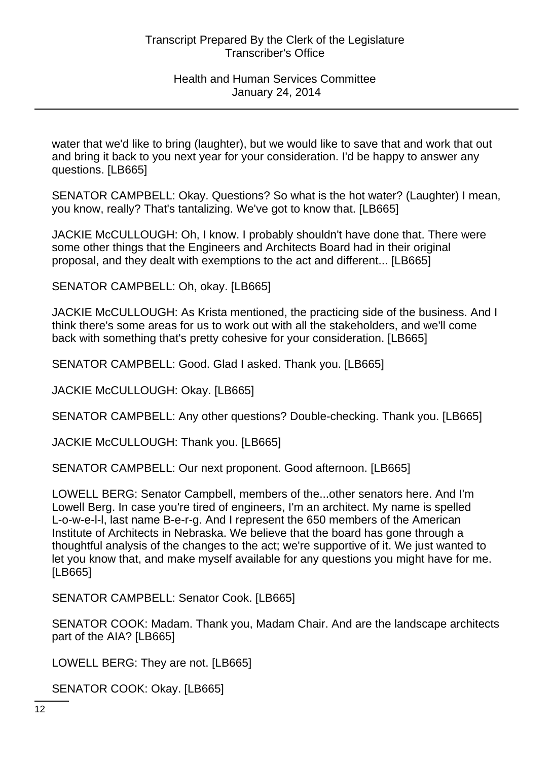water that we'd like to bring (laughter), but we would like to save that and work that out and bring it back to you next year for your consideration. I'd be happy to answer any questions. [LB665]

SENATOR CAMPBELL: Okay. Questions? So what is the hot water? (Laughter) I mean, you know, really? That's tantalizing. We've got to know that. [LB665]

JACKIE McCULLOUGH: Oh, I know. I probably shouldn't have done that. There were some other things that the Engineers and Architects Board had in their original proposal, and they dealt with exemptions to the act and different... [LB665]

SENATOR CAMPBELL: Oh, okay. [LB665]

JACKIE McCULLOUGH: As Krista mentioned, the practicing side of the business. And I think there's some areas for us to work out with all the stakeholders, and we'll come back with something that's pretty cohesive for your consideration. [LB665]

SENATOR CAMPBELL: Good. Glad I asked. Thank you. [LB665]

JACKIE McCULLOUGH: Okay. [LB665]

SENATOR CAMPBELL: Any other questions? Double-checking. Thank you. [LB665]

JACKIE McCULLOUGH: Thank you. [LB665]

SENATOR CAMPBELL: Our next proponent. Good afternoon. [LB665]

LOWELL BERG: Senator Campbell, members of the...other senators here. And I'm Lowell Berg. In case you're tired of engineers, I'm an architect. My name is spelled L-o-w-e-l-l, last name B-e-r-g. And I represent the 650 members of the American Institute of Architects in Nebraska. We believe that the board has gone through a thoughtful analysis of the changes to the act; we're supportive of it. We just wanted to let you know that, and make myself available for any questions you might have for me. [LB665]

SENATOR CAMPBELL: Senator Cook. [LB665]

SENATOR COOK: Madam. Thank you, Madam Chair. And are the landscape architects part of the AIA? [LB665]

LOWELL BERG: They are not. [LB665]

SENATOR COOK: Okay. [LB665]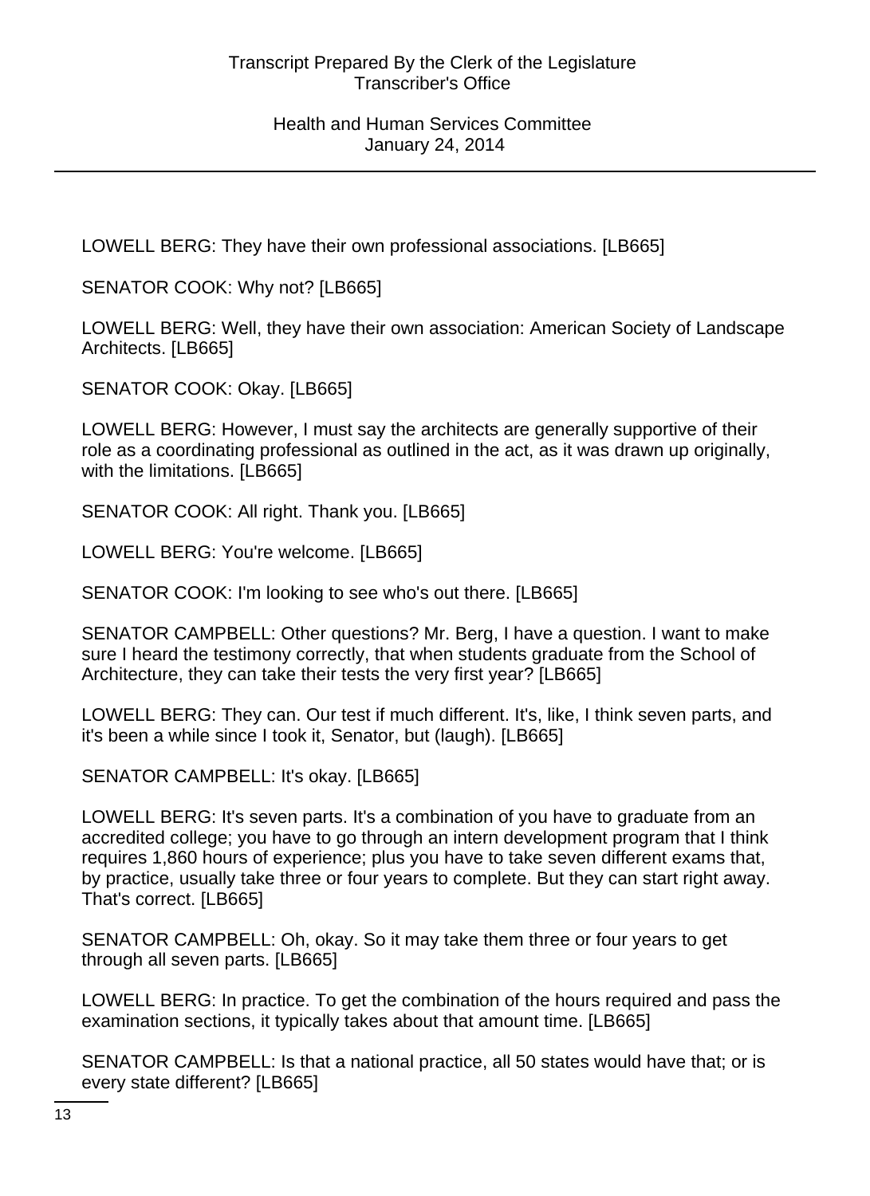LOWELL BERG: They have their own professional associations. [LB665]

SENATOR COOK: Why not? [LB665]

LOWELL BERG: Well, they have their own association: American Society of Landscape Architects. [LB665]

SENATOR COOK: Okay. [LB665]

LOWELL BERG: However, I must say the architects are generally supportive of their role as a coordinating professional as outlined in the act, as it was drawn up originally, with the limitations. [LB665]

SENATOR COOK: All right. Thank you. [LB665]

LOWELL BERG: You're welcome. [LB665]

SENATOR COOK: I'm looking to see who's out there. [LB665]

SENATOR CAMPBELL: Other questions? Mr. Berg, I have a question. I want to make sure I heard the testimony correctly, that when students graduate from the School of Architecture, they can take their tests the very first year? [LB665]

LOWELL BERG: They can. Our test if much different. It's, like, I think seven parts, and it's been a while since I took it, Senator, but (laugh). [LB665]

SENATOR CAMPBELL: It's okay. [LB665]

LOWELL BERG: It's seven parts. It's a combination of you have to graduate from an accredited college; you have to go through an intern development program that I think requires 1,860 hours of experience; plus you have to take seven different exams that, by practice, usually take three or four years to complete. But they can start right away. That's correct. [LB665]

SENATOR CAMPBELL: Oh, okay. So it may take them three or four years to get through all seven parts. [LB665]

LOWELL BERG: In practice. To get the combination of the hours required and pass the examination sections, it typically takes about that amount time. [LB665]

SENATOR CAMPBELL: Is that a national practice, all 50 states would have that; or is every state different? [LB665]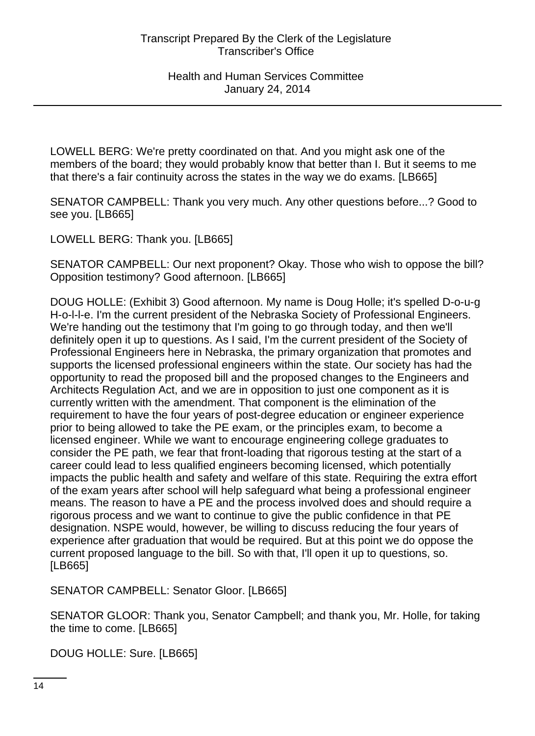LOWELL BERG: We're pretty coordinated on that. And you might ask one of the members of the board; they would probably know that better than I. But it seems to me that there's a fair continuity across the states in the way we do exams. [LB665]

SENATOR CAMPBELL: Thank you very much. Any other questions before...? Good to see you. [LB665]

LOWELL BERG: Thank you. [LB665]

SENATOR CAMPBELL: Our next proponent? Okay. Those who wish to oppose the bill? Opposition testimony? Good afternoon. [LB665]

DOUG HOLLE: (Exhibit 3) Good afternoon. My name is Doug Holle; it's spelled D-o-u-g H-o-l-l-e. I'm the current president of the Nebraska Society of Professional Engineers. We're handing out the testimony that I'm going to go through today, and then we'll definitely open it up to questions. As I said, I'm the current president of the Society of Professional Engineers here in Nebraska, the primary organization that promotes and supports the licensed professional engineers within the state. Our society has had the opportunity to read the proposed bill and the proposed changes to the Engineers and Architects Regulation Act, and we are in opposition to just one component as it is currently written with the amendment. That component is the elimination of the requirement to have the four years of post-degree education or engineer experience prior to being allowed to take the PE exam, or the principles exam, to become a licensed engineer. While we want to encourage engineering college graduates to consider the PE path, we fear that front-loading that rigorous testing at the start of a career could lead to less qualified engineers becoming licensed, which potentially impacts the public health and safety and welfare of this state. Requiring the extra effort of the exam years after school will help safeguard what being a professional engineer means. The reason to have a PE and the process involved does and should require a rigorous process and we want to continue to give the public confidence in that PE designation. NSPE would, however, be willing to discuss reducing the four years of experience after graduation that would be required. But at this point we do oppose the current proposed language to the bill. So with that, I'll open it up to questions, so. [LB665]

SENATOR CAMPBELL: Senator Gloor. [LB665]

SENATOR GLOOR: Thank you, Senator Campbell; and thank you, Mr. Holle, for taking the time to come. [LB665]

DOUG HOLLE: Sure. [LB665]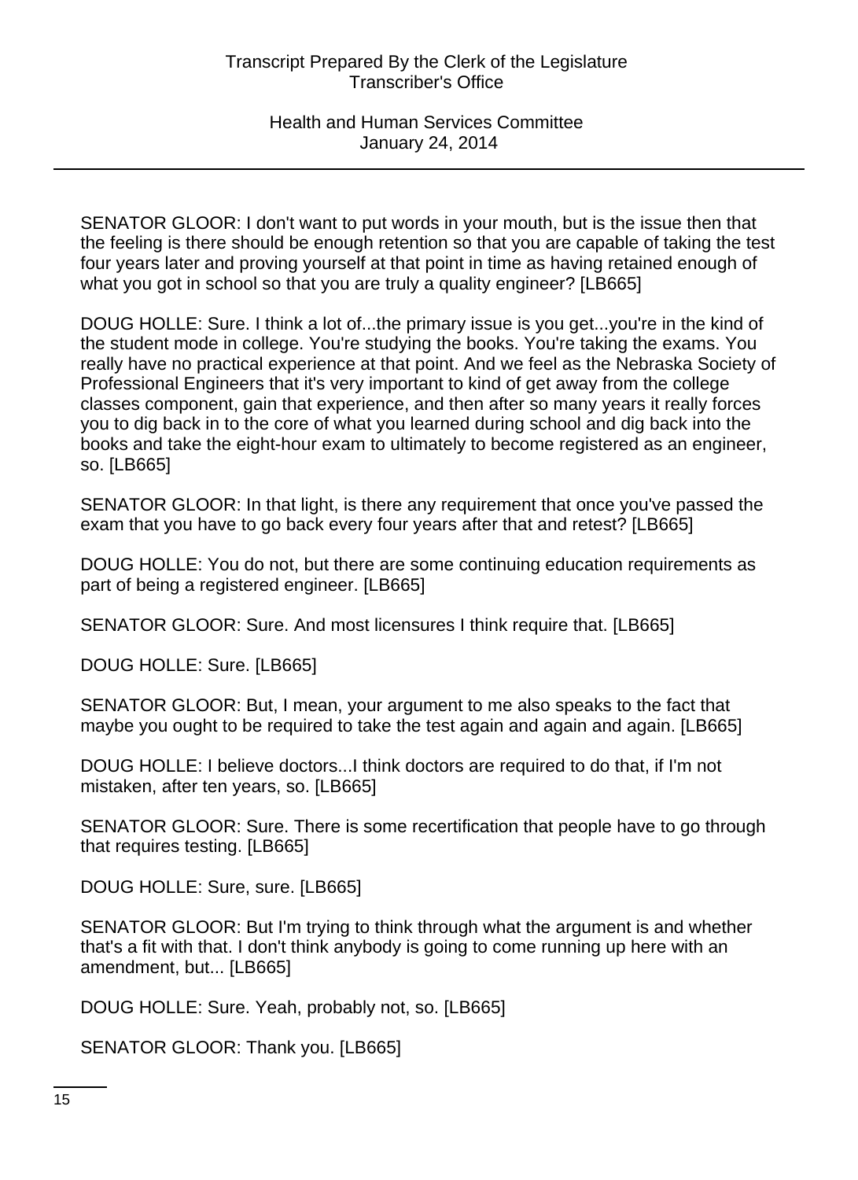SENATOR GLOOR: I don't want to put words in your mouth, but is the issue then that the feeling is there should be enough retention so that you are capable of taking the test four years later and proving yourself at that point in time as having retained enough of what you got in school so that you are truly a quality engineer? [LB665]

DOUG HOLLE: Sure. I think a lot of...the primary issue is you get...you're in the kind of the student mode in college. You're studying the books. You're taking the exams. You really have no practical experience at that point. And we feel as the Nebraska Society of Professional Engineers that it's very important to kind of get away from the college classes component, gain that experience, and then after so many years it really forces you to dig back in to the core of what you learned during school and dig back into the books and take the eight-hour exam to ultimately to become registered as an engineer, so. [LB665]

SENATOR GLOOR: In that light, is there any requirement that once you've passed the exam that you have to go back every four years after that and retest? [LB665]

DOUG HOLLE: You do not, but there are some continuing education requirements as part of being a registered engineer. [LB665]

SENATOR GLOOR: Sure. And most licensures I think require that. [LB665]

DOUG HOLLE: Sure. [LB665]

SENATOR GLOOR: But, I mean, your argument to me also speaks to the fact that maybe you ought to be required to take the test again and again and again. [LB665]

DOUG HOLLE: I believe doctors...I think doctors are required to do that, if I'm not mistaken, after ten years, so. [LB665]

SENATOR GLOOR: Sure. There is some recertification that people have to go through that requires testing. [LB665]

DOUG HOLLE: Sure, sure. [LB665]

SENATOR GLOOR: But I'm trying to think through what the argument is and whether that's a fit with that. I don't think anybody is going to come running up here with an amendment, but... [LB665]

DOUG HOLLE: Sure. Yeah, probably not, so. [LB665]

SENATOR GLOOR: Thank you. [LB665]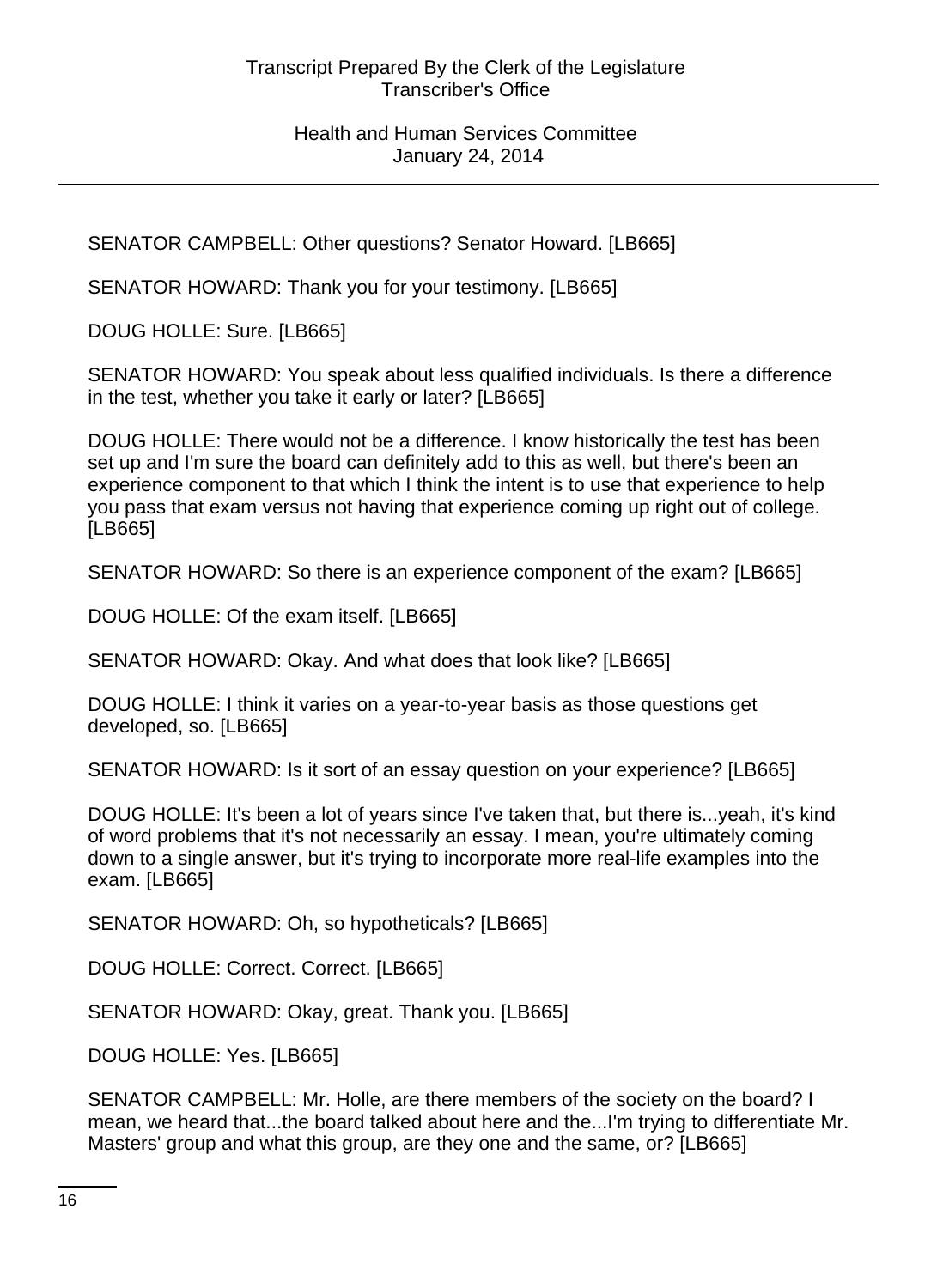SENATOR CAMPBELL: Other questions? Senator Howard. [LB665]

SENATOR HOWARD: Thank you for your testimony. [LB665]

DOUG HOLLE: Sure. [LB665]

SENATOR HOWARD: You speak about less qualified individuals. Is there a difference in the test, whether you take it early or later? [LB665]

DOUG HOLLE: There would not be a difference. I know historically the test has been set up and I'm sure the board can definitely add to this as well, but there's been an experience component to that which I think the intent is to use that experience to help you pass that exam versus not having that experience coming up right out of college. [LB665]

SENATOR HOWARD: So there is an experience component of the exam? [LB665]

DOUG HOLLE: Of the exam itself. [LB665]

SENATOR HOWARD: Okay. And what does that look like? [LB665]

DOUG HOLLE: I think it varies on a year-to-year basis as those questions get developed, so. [LB665]

SENATOR HOWARD: Is it sort of an essay question on your experience? [LB665]

DOUG HOLLE: It's been a lot of years since I've taken that, but there is...yeah, it's kind of word problems that it's not necessarily an essay. I mean, you're ultimately coming down to a single answer, but it's trying to incorporate more real-life examples into the exam. [LB665]

SENATOR HOWARD: Oh, so hypotheticals? [LB665]

DOUG HOLLE: Correct. Correct. [LB665]

SENATOR HOWARD: Okay, great. Thank you. [LB665]

DOUG HOLLE: Yes. [LB665]

SENATOR CAMPBELL: Mr. Holle, are there members of the society on the board? I mean, we heard that...the board talked about here and the...I'm trying to differentiate Mr. Masters' group and what this group, are they one and the same, or? [LB665]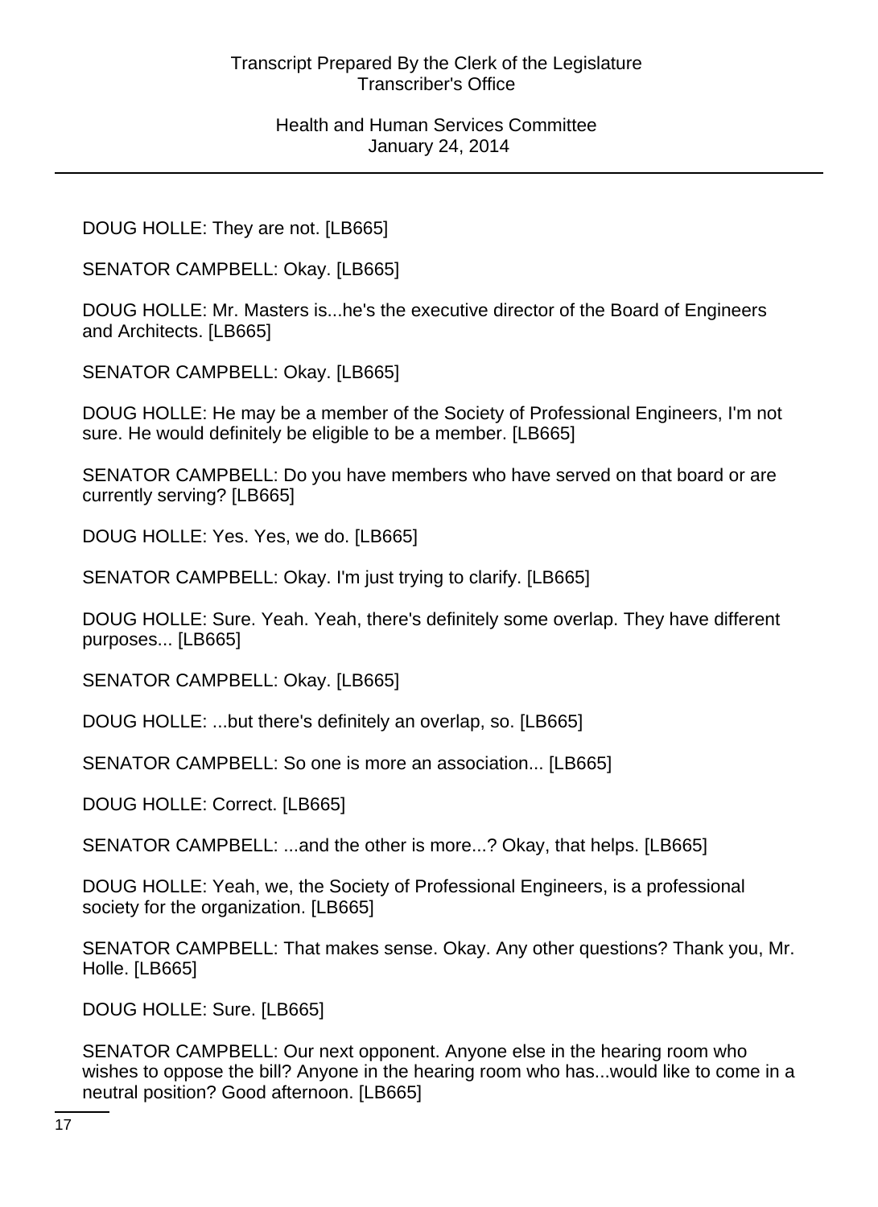DOUG HOLLE: They are not. [LB665]

SENATOR CAMPBELL: Okay. [LB665]

DOUG HOLLE: Mr. Masters is...he's the executive director of the Board of Engineers and Architects. [LB665]

SENATOR CAMPBELL: Okay. [LB665]

DOUG HOLLE: He may be a member of the Society of Professional Engineers, I'm not sure. He would definitely be eligible to be a member. [LB665]

SENATOR CAMPBELL: Do you have members who have served on that board or are currently serving? [LB665]

DOUG HOLLE: Yes. Yes, we do. [LB665]

SENATOR CAMPBELL: Okay. I'm just trying to clarify. [LB665]

DOUG HOLLE: Sure. Yeah. Yeah, there's definitely some overlap. They have different purposes... [LB665]

SENATOR CAMPBELL: Okay. [LB665]

DOUG HOLLE: ...but there's definitely an overlap, so. [LB665]

SENATOR CAMPBELL: So one is more an association... [LB665]

DOUG HOLLE: Correct. [LB665]

SENATOR CAMPBELL: ...and the other is more...? Okay, that helps. [LB665]

DOUG HOLLE: Yeah, we, the Society of Professional Engineers, is a professional society for the organization. [LB665]

SENATOR CAMPBELL: That makes sense. Okay. Any other questions? Thank you, Mr. Holle. [LB665]

DOUG HOLLE: Sure. [LB665]

SENATOR CAMPBELL: Our next opponent. Anyone else in the hearing room who wishes to oppose the bill? Anyone in the hearing room who has...would like to come in a neutral position? Good afternoon. [LB665]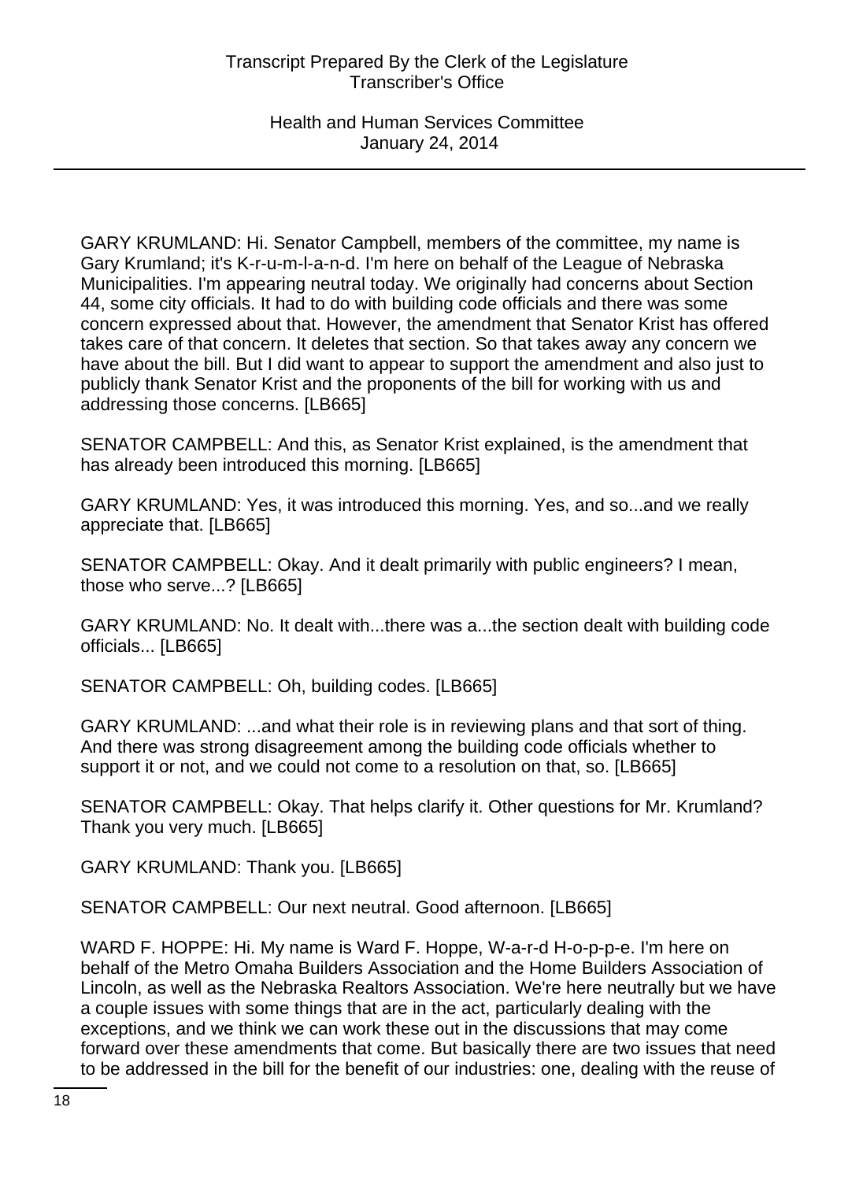GARY KRUMLAND: Hi. Senator Campbell, members of the committee, my name is Gary Krumland; it's K-r-u-m-l-a-n-d. I'm here on behalf of the League of Nebraska Municipalities. I'm appearing neutral today. We originally had concerns about Section 44, some city officials. It had to do with building code officials and there was some concern expressed about that. However, the amendment that Senator Krist has offered takes care of that concern. It deletes that section. So that takes away any concern we have about the bill. But I did want to appear to support the amendment and also just to publicly thank Senator Krist and the proponents of the bill for working with us and addressing those concerns. [LB665]

SENATOR CAMPBELL: And this, as Senator Krist explained, is the amendment that has already been introduced this morning. [LB665]

GARY KRUMLAND: Yes, it was introduced this morning. Yes, and so...and we really appreciate that. [LB665]

SENATOR CAMPBELL: Okay. And it dealt primarily with public engineers? I mean, those who serve...? [LB665]

GARY KRUMLAND: No. It dealt with...there was a...the section dealt with building code officials... [LB665]

SENATOR CAMPBELL: Oh, building codes. [LB665]

GARY KRUMLAND: ...and what their role is in reviewing plans and that sort of thing. And there was strong disagreement among the building code officials whether to support it or not, and we could not come to a resolution on that, so. [LB665]

SENATOR CAMPBELL: Okay. That helps clarify it. Other questions for Mr. Krumland? Thank you very much. [LB665]

GARY KRUMLAND: Thank you. [LB665]

SENATOR CAMPBELL: Our next neutral. Good afternoon. [LB665]

WARD F. HOPPE: Hi. My name is Ward F. Hoppe, W-a-r-d H-o-p-p-e. I'm here on behalf of the Metro Omaha Builders Association and the Home Builders Association of Lincoln, as well as the Nebraska Realtors Association. We're here neutrally but we have a couple issues with some things that are in the act, particularly dealing with the exceptions, and we think we can work these out in the discussions that may come forward over these amendments that come. But basically there are two issues that need to be addressed in the bill for the benefit of our industries: one, dealing with the reuse of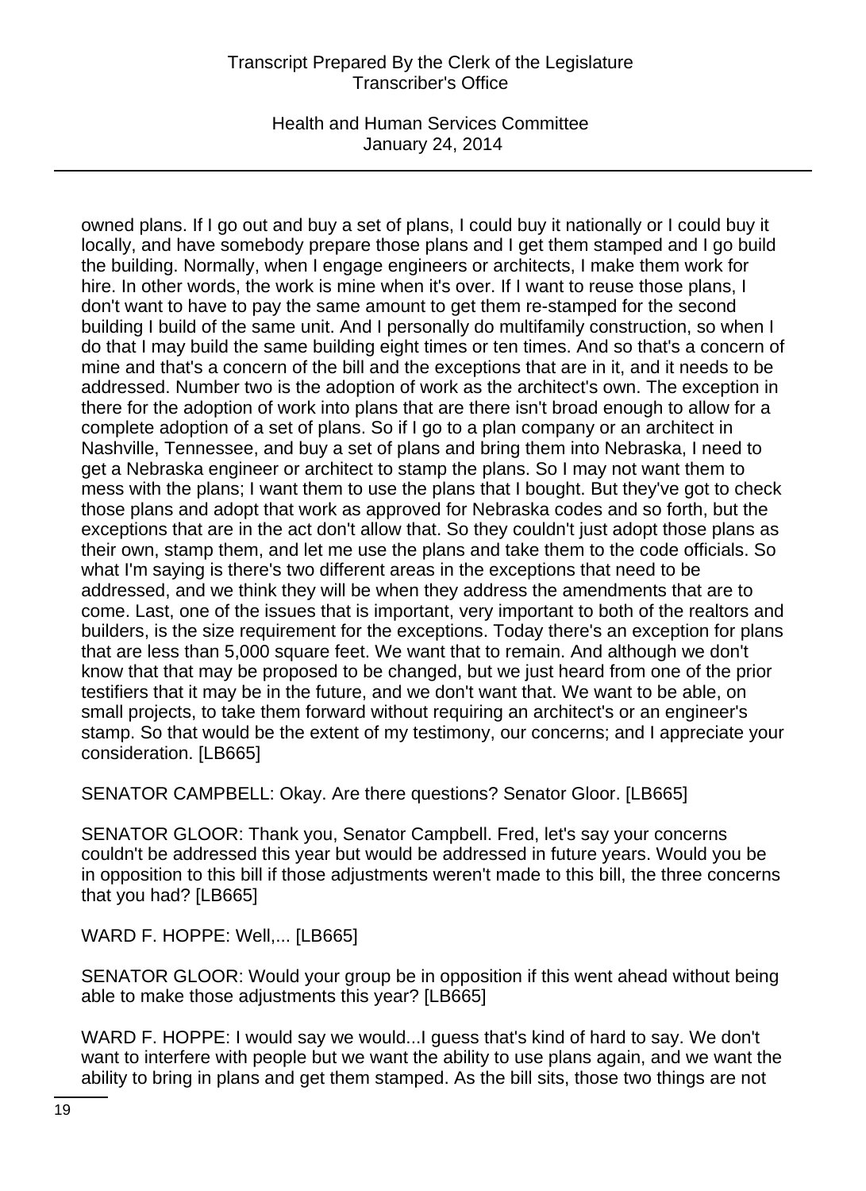owned plans. If I go out and buy a set of plans, I could buy it nationally or I could buy it locally, and have somebody prepare those plans and I get them stamped and I go build the building. Normally, when I engage engineers or architects, I make them work for hire. In other words, the work is mine when it's over. If I want to reuse those plans, I don't want to have to pay the same amount to get them re-stamped for the second building I build of the same unit. And I personally do multifamily construction, so when I do that I may build the same building eight times or ten times. And so that's a concern of mine and that's a concern of the bill and the exceptions that are in it, and it needs to be addressed. Number two is the adoption of work as the architect's own. The exception in there for the adoption of work into plans that are there isn't broad enough to allow for a complete adoption of a set of plans. So if I go to a plan company or an architect in Nashville, Tennessee, and buy a set of plans and bring them into Nebraska, I need to get a Nebraska engineer or architect to stamp the plans. So I may not want them to mess with the plans; I want them to use the plans that I bought. But they've got to check those plans and adopt that work as approved for Nebraska codes and so forth, but the exceptions that are in the act don't allow that. So they couldn't just adopt those plans as their own, stamp them, and let me use the plans and take them to the code officials. So what I'm saying is there's two different areas in the exceptions that need to be addressed, and we think they will be when they address the amendments that are to come. Last, one of the issues that is important, very important to both of the realtors and builders, is the size requirement for the exceptions. Today there's an exception for plans that are less than 5,000 square feet. We want that to remain. And although we don't know that that may be proposed to be changed, but we just heard from one of the prior testifiers that it may be in the future, and we don't want that. We want to be able, on small projects, to take them forward without requiring an architect's or an engineer's stamp. So that would be the extent of my testimony, our concerns; and I appreciate your consideration. [LB665]

SENATOR CAMPBELL: Okay. Are there questions? Senator Gloor. [LB665]

SENATOR GLOOR: Thank you, Senator Campbell. Fred, let's say your concerns couldn't be addressed this year but would be addressed in future years. Would you be in opposition to this bill if those adjustments weren't made to this bill, the three concerns that you had? [LB665]

WARD F. HOPPE: Well,... [LB665]

SENATOR GLOOR: Would your group be in opposition if this went ahead without being able to make those adjustments this year? [LB665]

WARD F. HOPPE: I would say we would...I guess that's kind of hard to say. We don't want to interfere with people but we want the ability to use plans again, and we want the ability to bring in plans and get them stamped. As the bill sits, those two things are not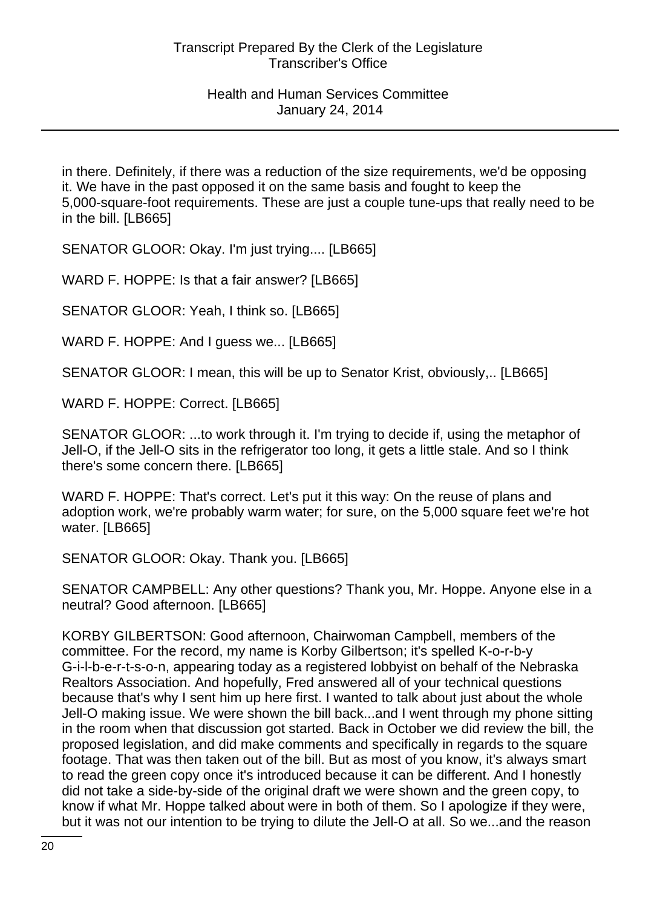in there. Definitely, if there was a reduction of the size requirements, we'd be opposing it. We have in the past opposed it on the same basis and fought to keep the 5,000-square-foot requirements. These are just a couple tune-ups that really need to be in the bill. [LB665]

SENATOR GLOOR: Okay. I'm just trying.... [LB665]

WARD F. HOPPE: Is that a fair answer? [LB665]

SENATOR GLOOR: Yeah, I think so. [LB665]

WARD F. HOPPE: And I guess we... [LB665]

SENATOR GLOOR: I mean, this will be up to Senator Krist, obviously,.. [LB665]

WARD F. HOPPE: Correct. [LB665]

SENATOR GLOOR: ...to work through it. I'm trying to decide if, using the metaphor of Jell-O, if the Jell-O sits in the refrigerator too long, it gets a little stale. And so I think there's some concern there. [LB665]

WARD F. HOPPE: That's correct. Let's put it this way: On the reuse of plans and adoption work, we're probably warm water; for sure, on the 5,000 square feet we're hot water. [LB665]

SENATOR GLOOR: Okay. Thank you. [LB665]

SENATOR CAMPBELL: Any other questions? Thank you, Mr. Hoppe. Anyone else in a neutral? Good afternoon. [LB665]

KORBY GILBERTSON: Good afternoon, Chairwoman Campbell, members of the committee. For the record, my name is Korby Gilbertson; it's spelled K-o-r-b-y G-i-l-b-e-r-t-s-o-n, appearing today as a registered lobbyist on behalf of the Nebraska Realtors Association. And hopefully, Fred answered all of your technical questions because that's why I sent him up here first. I wanted to talk about just about the whole Jell-O making issue. We were shown the bill back...and I went through my phone sitting in the room when that discussion got started. Back in October we did review the bill, the proposed legislation, and did make comments and specifically in regards to the square footage. That was then taken out of the bill. But as most of you know, it's always smart to read the green copy once it's introduced because it can be different. And I honestly did not take a side-by-side of the original draft we were shown and the green copy, to know if what Mr. Hoppe talked about were in both of them. So I apologize if they were, but it was not our intention to be trying to dilute the Jell-O at all. So we...and the reason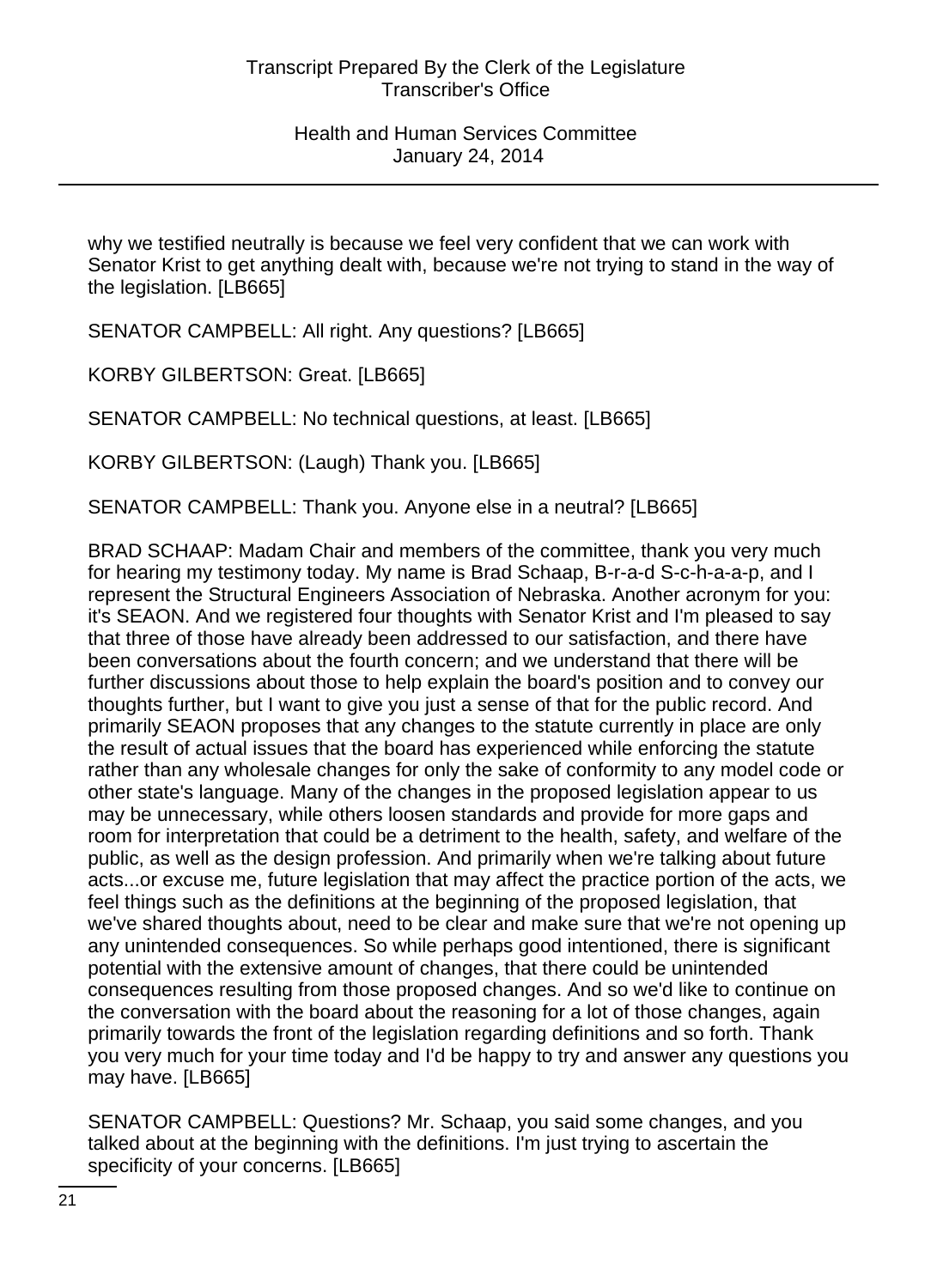why we testified neutrally is because we feel very confident that we can work with Senator Krist to get anything dealt with, because we're not trying to stand in the way of the legislation. [LB665]

SENATOR CAMPBELL: All right. Any questions? [LB665]

KORBY GILBERTSON: Great. [LB665]

SENATOR CAMPBELL: No technical questions, at least. [LB665]

KORBY GILBERTSON: (Laugh) Thank you. [LB665]

SENATOR CAMPBELL: Thank you. Anyone else in a neutral? [LB665]

BRAD SCHAAP: Madam Chair and members of the committee, thank you very much for hearing my testimony today. My name is Brad Schaap, B-r-a-d S-c-h-a-a-p, and I represent the Structural Engineers Association of Nebraska. Another acronym for you: it's SEAON. And we registered four thoughts with Senator Krist and I'm pleased to say that three of those have already been addressed to our satisfaction, and there have been conversations about the fourth concern; and we understand that there will be further discussions about those to help explain the board's position and to convey our thoughts further, but I want to give you just a sense of that for the public record. And primarily SEAON proposes that any changes to the statute currently in place are only the result of actual issues that the board has experienced while enforcing the statute rather than any wholesale changes for only the sake of conformity to any model code or other state's language. Many of the changes in the proposed legislation appear to us may be unnecessary, while others loosen standards and provide for more gaps and room for interpretation that could be a detriment to the health, safety, and welfare of the public, as well as the design profession. And primarily when we're talking about future acts...or excuse me, future legislation that may affect the practice portion of the acts, we feel things such as the definitions at the beginning of the proposed legislation, that we've shared thoughts about, need to be clear and make sure that we're not opening up any unintended consequences. So while perhaps good intentioned, there is significant potential with the extensive amount of changes, that there could be unintended consequences resulting from those proposed changes. And so we'd like to continue on the conversation with the board about the reasoning for a lot of those changes, again primarily towards the front of the legislation regarding definitions and so forth. Thank you very much for your time today and I'd be happy to try and answer any questions you may have. [LB665]

SENATOR CAMPBELL: Questions? Mr. Schaap, you said some changes, and you talked about at the beginning with the definitions. I'm just trying to ascertain the specificity of your concerns. [LB665]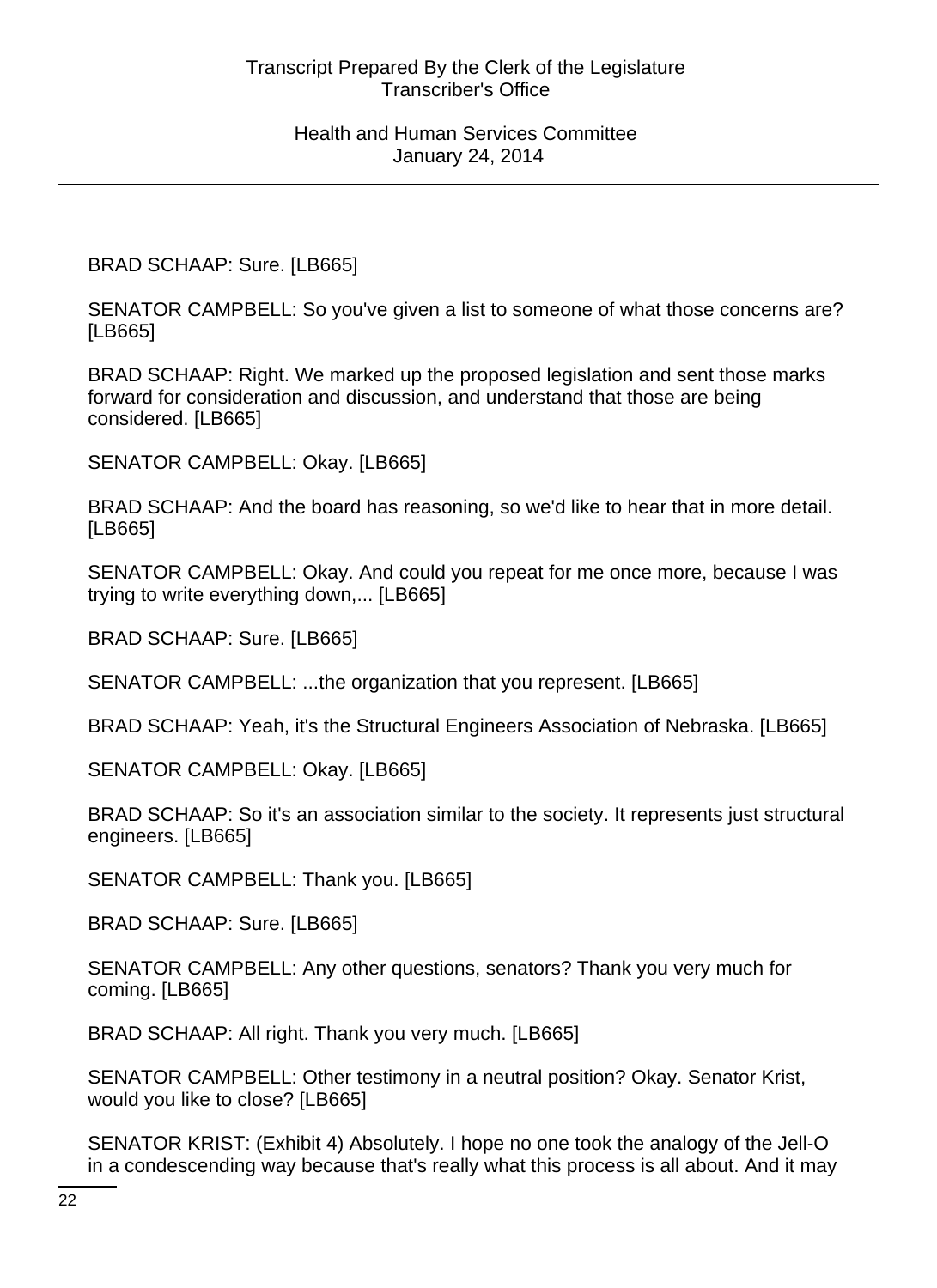BRAD SCHAAP: Sure. [LB665]

SENATOR CAMPBELL: So you've given a list to someone of what those concerns are? [LB665]

BRAD SCHAAP: Right. We marked up the proposed legislation and sent those marks forward for consideration and discussion, and understand that those are being considered. [LB665]

SENATOR CAMPBELL: Okay. [LB665]

BRAD SCHAAP: And the board has reasoning, so we'd like to hear that in more detail. [LB665]

SENATOR CAMPBELL: Okay. And could you repeat for me once more, because I was trying to write everything down,... [LB665]

BRAD SCHAAP: Sure. [LB665]

SENATOR CAMPBELL: ...the organization that you represent. [LB665]

BRAD SCHAAP: Yeah, it's the Structural Engineers Association of Nebraska. [LB665]

SENATOR CAMPBELL: Okay. [LB665]

BRAD SCHAAP: So it's an association similar to the society. It represents just structural engineers. [LB665]

SENATOR CAMPBELL: Thank you. [LB665]

BRAD SCHAAP: Sure. [LB665]

SENATOR CAMPBELL: Any other questions, senators? Thank you very much for coming. [LB665]

BRAD SCHAAP: All right. Thank you very much. [LB665]

SENATOR CAMPBELL: Other testimony in a neutral position? Okay. Senator Krist, would you like to close? [LB665]

SENATOR KRIST: (Exhibit 4) Absolutely. I hope no one took the analogy of the Jell-O in a condescending way because that's really what this process is all about. And it may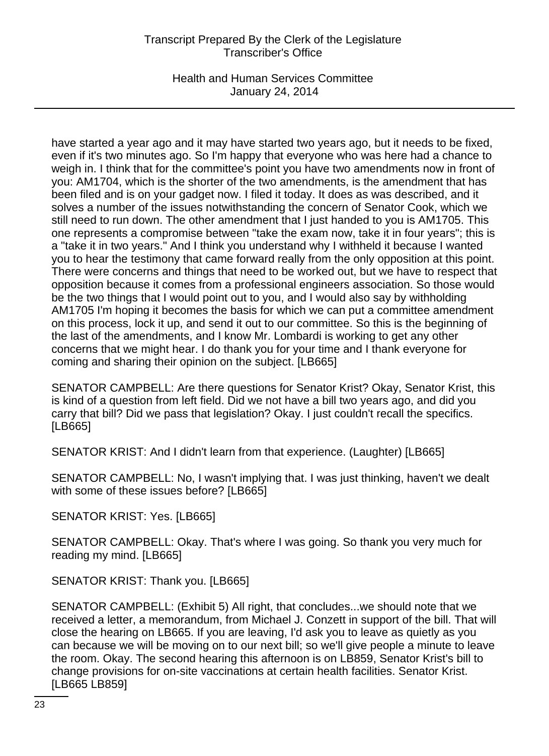have started a year ago and it may have started two years ago, but it needs to be fixed, even if it's two minutes ago. So I'm happy that everyone who was here had a chance to weigh in. I think that for the committee's point you have two amendments now in front of you: AM1704, which is the shorter of the two amendments, is the amendment that has been filed and is on your gadget now. I filed it today. It does as was described, and it solves a number of the issues notwithstanding the concern of Senator Cook, which we still need to run down. The other amendment that I just handed to you is AM1705. This one represents a compromise between "take the exam now, take it in four years"; this is a "take it in two years." And I think you understand why I withheld it because I wanted you to hear the testimony that came forward really from the only opposition at this point. There were concerns and things that need to be worked out, but we have to respect that opposition because it comes from a professional engineers association. So those would be the two things that I would point out to you, and I would also say by withholding AM1705 I'm hoping it becomes the basis for which we can put a committee amendment on this process, lock it up, and send it out to our committee. So this is the beginning of the last of the amendments, and I know Mr. Lombardi is working to get any other concerns that we might hear. I do thank you for your time and I thank everyone for coming and sharing their opinion on the subject. [LB665]

SENATOR CAMPBELL: Are there questions for Senator Krist? Okay, Senator Krist, this is kind of a question from left field. Did we not have a bill two years ago, and did you carry that bill? Did we pass that legislation? Okay. I just couldn't recall the specifics. [LB665]

SENATOR KRIST: And I didn't learn from that experience. (Laughter) [LB665]

SENATOR CAMPBELL: No, I wasn't implying that. I was just thinking, haven't we dealt with some of these issues before? [LB665]

SENATOR KRIST: Yes. [LB665]

SENATOR CAMPBELL: Okay. That's where I was going. So thank you very much for reading my mind. [LB665]

SENATOR KRIST: Thank you. [LB665]

SENATOR CAMPBELL: (Exhibit 5) All right, that concludes...we should note that we received a letter, a memorandum, from Michael J. Conzett in support of the bill. That will close the hearing on LB665. If you are leaving, I'd ask you to leave as quietly as you can because we will be moving on to our next bill; so we'll give people a minute to leave the room. Okay. The second hearing this afternoon is on LB859, Senator Krist's bill to change provisions for on-site vaccinations at certain health facilities. Senator Krist. [LB665 LB859]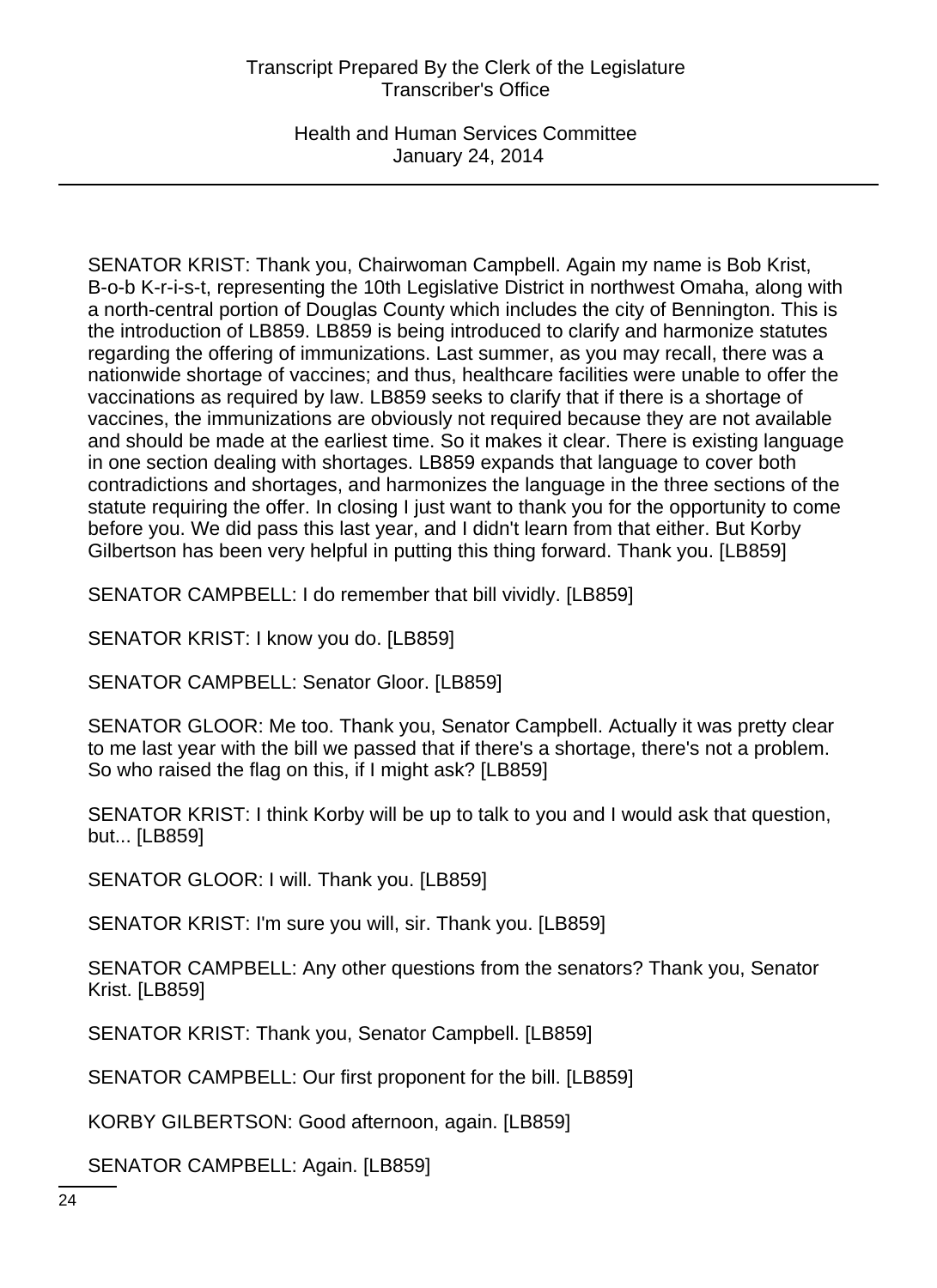SENATOR KRIST: Thank you, Chairwoman Campbell. Again my name is Bob Krist, B-o-b K-r-i-s-t, representing the 10th Legislative District in northwest Omaha, along with a north-central portion of Douglas County which includes the city of Bennington. This is the introduction of LB859. LB859 is being introduced to clarify and harmonize statutes regarding the offering of immunizations. Last summer, as you may recall, there was a nationwide shortage of vaccines; and thus, healthcare facilities were unable to offer the vaccinations as required by law. LB859 seeks to clarify that if there is a shortage of vaccines, the immunizations are obviously not required because they are not available and should be made at the earliest time. So it makes it clear. There is existing language in one section dealing with shortages. LB859 expands that language to cover both contradictions and shortages, and harmonizes the language in the three sections of the statute requiring the offer. In closing I just want to thank you for the opportunity to come before you. We did pass this last year, and I didn't learn from that either. But Korby Gilbertson has been very helpful in putting this thing forward. Thank you. [LB859]

SENATOR CAMPBELL: I do remember that bill vividly. [LB859]

SENATOR KRIST: I know you do. [LB859]

SENATOR CAMPBELL: Senator Gloor. [LB859]

SENATOR GLOOR: Me too. Thank you, Senator Campbell. Actually it was pretty clear to me last year with the bill we passed that if there's a shortage, there's not a problem. So who raised the flag on this, if I might ask? [LB859]

SENATOR KRIST: I think Korby will be up to talk to you and I would ask that question, but... [LB859]

SENATOR GLOOR: I will. Thank you. [LB859]

SENATOR KRIST: I'm sure you will, sir. Thank you. [LB859]

SENATOR CAMPBELL: Any other questions from the senators? Thank you, Senator Krist. [LB859]

SENATOR KRIST: Thank you, Senator Campbell. [LB859]

SENATOR CAMPBELL: Our first proponent for the bill. [LB859]

KORBY GILBERTSON: Good afternoon, again. [LB859]

SENATOR CAMPBELL: Again. [LB859]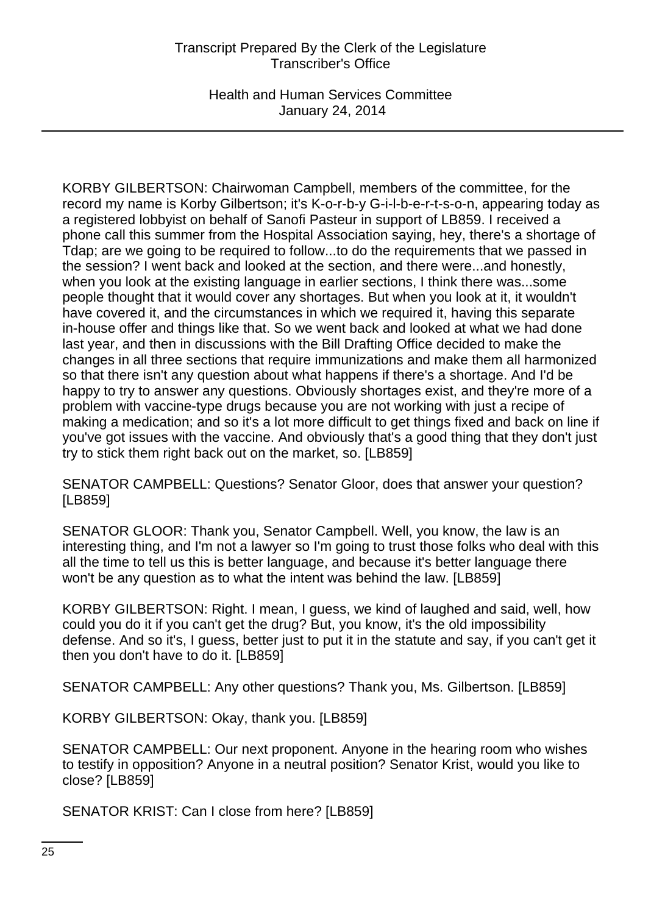KORBY GILBERTSON: Chairwoman Campbell, members of the committee, for the record my name is Korby Gilbertson; it's K-o-r-b-y G-i-l-b-e-r-t-s-o-n, appearing today as a registered lobbyist on behalf of Sanofi Pasteur in support of LB859. I received a phone call this summer from the Hospital Association saying, hey, there's a shortage of Tdap; are we going to be required to follow...to do the requirements that we passed in the session? I went back and looked at the section, and there were...and honestly, when you look at the existing language in earlier sections, I think there was...some people thought that it would cover any shortages. But when you look at it, it wouldn't have covered it, and the circumstances in which we required it, having this separate in-house offer and things like that. So we went back and looked at what we had done last year, and then in discussions with the Bill Drafting Office decided to make the changes in all three sections that require immunizations and make them all harmonized so that there isn't any question about what happens if there's a shortage. And I'd be happy to try to answer any questions. Obviously shortages exist, and they're more of a problem with vaccine-type drugs because you are not working with just a recipe of making a medication; and so it's a lot more difficult to get things fixed and back on line if you've got issues with the vaccine. And obviously that's a good thing that they don't just try to stick them right back out on the market, so. [LB859]

SENATOR CAMPBELL: Questions? Senator Gloor, does that answer your question? [LB859]

SENATOR GLOOR: Thank you, Senator Campbell. Well, you know, the law is an interesting thing, and I'm not a lawyer so I'm going to trust those folks who deal with this all the time to tell us this is better language, and because it's better language there won't be any question as to what the intent was behind the law. [LB859]

KORBY GILBERTSON: Right. I mean, I guess, we kind of laughed and said, well, how could you do it if you can't get the drug? But, you know, it's the old impossibility defense. And so it's, I guess, better just to put it in the statute and say, if you can't get it then you don't have to do it. [LB859]

SENATOR CAMPBELL: Any other questions? Thank you, Ms. Gilbertson. [LB859]

KORBY GILBERTSON: Okay, thank you. [LB859]

SENATOR CAMPBELL: Our next proponent. Anyone in the hearing room who wishes to testify in opposition? Anyone in a neutral position? Senator Krist, would you like to close? [LB859]

SENATOR KRIST: Can I close from here? [LB859]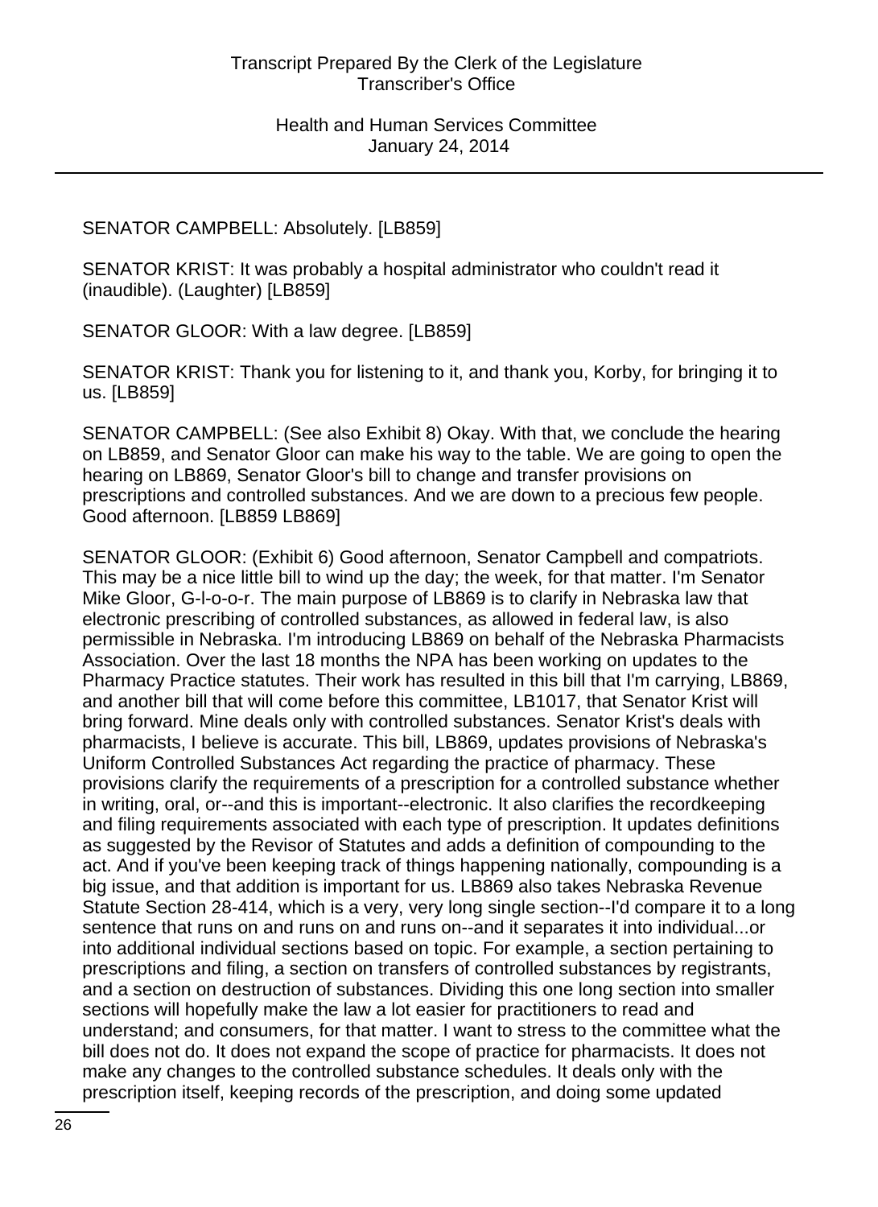SENATOR CAMPBELL: Absolutely. [LB859]

SENATOR KRIST: It was probably a hospital administrator who couldn't read it (inaudible). (Laughter) [LB859]

SENATOR GLOOR: With a law degree. [LB859]

SENATOR KRIST: Thank you for listening to it, and thank you, Korby, for bringing it to us. [LB859]

SENATOR CAMPBELL: (See also Exhibit 8) Okay. With that, we conclude the hearing on LB859, and Senator Gloor can make his way to the table. We are going to open the hearing on LB869, Senator Gloor's bill to change and transfer provisions on prescriptions and controlled substances. And we are down to a precious few people. Good afternoon. [LB859 LB869]

SENATOR GLOOR: (Exhibit 6) Good afternoon, Senator Campbell and compatriots. This may be a nice little bill to wind up the day; the week, for that matter. I'm Senator Mike Gloor, G-l-o-o-r. The main purpose of LB869 is to clarify in Nebraska law that electronic prescribing of controlled substances, as allowed in federal law, is also permissible in Nebraska. I'm introducing LB869 on behalf of the Nebraska Pharmacists Association. Over the last 18 months the NPA has been working on updates to the Pharmacy Practice statutes. Their work has resulted in this bill that I'm carrying, LB869, and another bill that will come before this committee, LB1017, that Senator Krist will bring forward. Mine deals only with controlled substances. Senator Krist's deals with pharmacists, I believe is accurate. This bill, LB869, updates provisions of Nebraska's Uniform Controlled Substances Act regarding the practice of pharmacy. These provisions clarify the requirements of a prescription for a controlled substance whether in writing, oral, or--and this is important--electronic. It also clarifies the recordkeeping and filing requirements associated with each type of prescription. It updates definitions as suggested by the Revisor of Statutes and adds a definition of compounding to the act. And if you've been keeping track of things happening nationally, compounding is a big issue, and that addition is important for us. LB869 also takes Nebraska Revenue Statute Section 28-414, which is a very, very long single section--I'd compare it to a long sentence that runs on and runs on and runs on--and it separates it into individual...or into additional individual sections based on topic. For example, a section pertaining to prescriptions and filing, a section on transfers of controlled substances by registrants, and a section on destruction of substances. Dividing this one long section into smaller sections will hopefully make the law a lot easier for practitioners to read and understand; and consumers, for that matter. I want to stress to the committee what the bill does not do. It does not expand the scope of practice for pharmacists. It does not make any changes to the controlled substance schedules. It deals only with the prescription itself, keeping records of the prescription, and doing some updated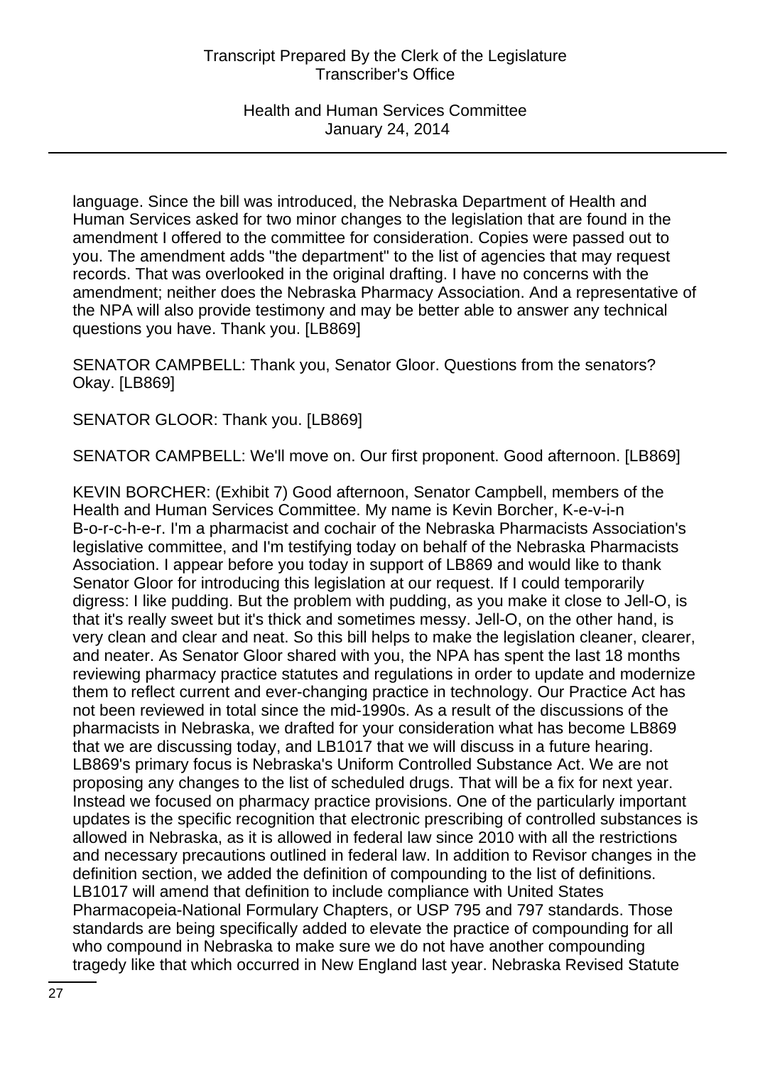language. Since the bill was introduced, the Nebraska Department of Health and Human Services asked for two minor changes to the legislation that are found in the amendment I offered to the committee for consideration. Copies were passed out to you. The amendment adds "the department" to the list of agencies that may request records. That was overlooked in the original drafting. I have no concerns with the amendment; neither does the Nebraska Pharmacy Association. And a representative of the NPA will also provide testimony and may be better able to answer any technical questions you have. Thank you. [LB869]

SENATOR CAMPBELL: Thank you, Senator Gloor. Questions from the senators? Okay. [LB869]

SENATOR GLOOR: Thank you. [LB869]

SENATOR CAMPBELL: We'll move on. Our first proponent. Good afternoon. [LB869]

KEVIN BORCHER: (Exhibit 7) Good afternoon, Senator Campbell, members of the Health and Human Services Committee. My name is Kevin Borcher, K-e-v-i-n B-o-r-c-h-e-r. I'm a pharmacist and cochair of the Nebraska Pharmacists Association's legislative committee, and I'm testifying today on behalf of the Nebraska Pharmacists Association. I appear before you today in support of LB869 and would like to thank Senator Gloor for introducing this legislation at our request. If I could temporarily digress: I like pudding. But the problem with pudding, as you make it close to Jell-O, is that it's really sweet but it's thick and sometimes messy. Jell-O, on the other hand, is very clean and clear and neat. So this bill helps to make the legislation cleaner, clearer, and neater. As Senator Gloor shared with you, the NPA has spent the last 18 months reviewing pharmacy practice statutes and regulations in order to update and modernize them to reflect current and ever-changing practice in technology. Our Practice Act has not been reviewed in total since the mid-1990s. As a result of the discussions of the pharmacists in Nebraska, we drafted for your consideration what has become LB869 that we are discussing today, and LB1017 that we will discuss in a future hearing. LB869's primary focus is Nebraska's Uniform Controlled Substance Act. We are not proposing any changes to the list of scheduled drugs. That will be a fix for next year. Instead we focused on pharmacy practice provisions. One of the particularly important updates is the specific recognition that electronic prescribing of controlled substances is allowed in Nebraska, as it is allowed in federal law since 2010 with all the restrictions and necessary precautions outlined in federal law. In addition to Revisor changes in the definition section, we added the definition of compounding to the list of definitions. LB1017 will amend that definition to include compliance with United States Pharmacopeia-National Formulary Chapters, or USP 795 and 797 standards. Those standards are being specifically added to elevate the practice of compounding for all who compound in Nebraska to make sure we do not have another compounding tragedy like that which occurred in New England last year. Nebraska Revised Statute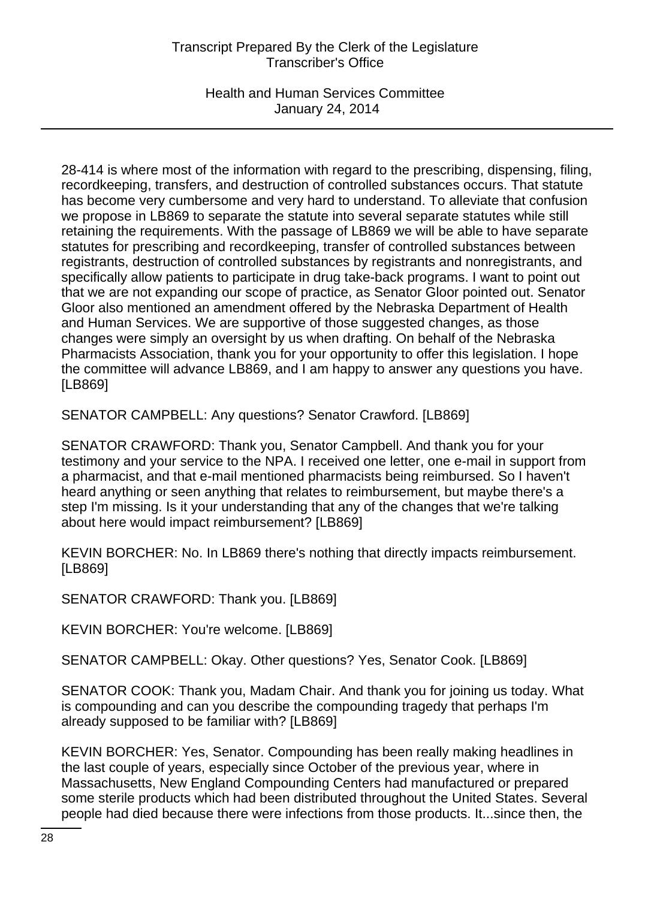28-414 is where most of the information with regard to the prescribing, dispensing, filing, recordkeeping, transfers, and destruction of controlled substances occurs. That statute has become very cumbersome and very hard to understand. To alleviate that confusion we propose in LB869 to separate the statute into several separate statutes while still retaining the requirements. With the passage of LB869 we will be able to have separate statutes for prescribing and recordkeeping, transfer of controlled substances between registrants, destruction of controlled substances by registrants and nonregistrants, and specifically allow patients to participate in drug take-back programs. I want to point out that we are not expanding our scope of practice, as Senator Gloor pointed out. Senator Gloor also mentioned an amendment offered by the Nebraska Department of Health and Human Services. We are supportive of those suggested changes, as those changes were simply an oversight by us when drafting. On behalf of the Nebraska Pharmacists Association, thank you for your opportunity to offer this legislation. I hope the committee will advance LB869, and I am happy to answer any questions you have. [LB869]

SENATOR CAMPBELL: Any questions? Senator Crawford. [LB869]

SENATOR CRAWFORD: Thank you, Senator Campbell. And thank you for your testimony and your service to the NPA. I received one letter, one e-mail in support from a pharmacist, and that e-mail mentioned pharmacists being reimbursed. So I haven't heard anything or seen anything that relates to reimbursement, but maybe there's a step I'm missing. Is it your understanding that any of the changes that we're talking about here would impact reimbursement? [LB869]

KEVIN BORCHER: No. In LB869 there's nothing that directly impacts reimbursement. [LB869]

SENATOR CRAWFORD: Thank you. [LB869]

KEVIN BORCHER: You're welcome. [LB869]

SENATOR CAMPBELL: Okay. Other questions? Yes, Senator Cook. [LB869]

SENATOR COOK: Thank you, Madam Chair. And thank you for joining us today. What is compounding and can you describe the compounding tragedy that perhaps I'm already supposed to be familiar with? [LB869]

KEVIN BORCHER: Yes, Senator. Compounding has been really making headlines in the last couple of years, especially since October of the previous year, where in Massachusetts, New England Compounding Centers had manufactured or prepared some sterile products which had been distributed throughout the United States. Several people had died because there were infections from those products. It...since then, the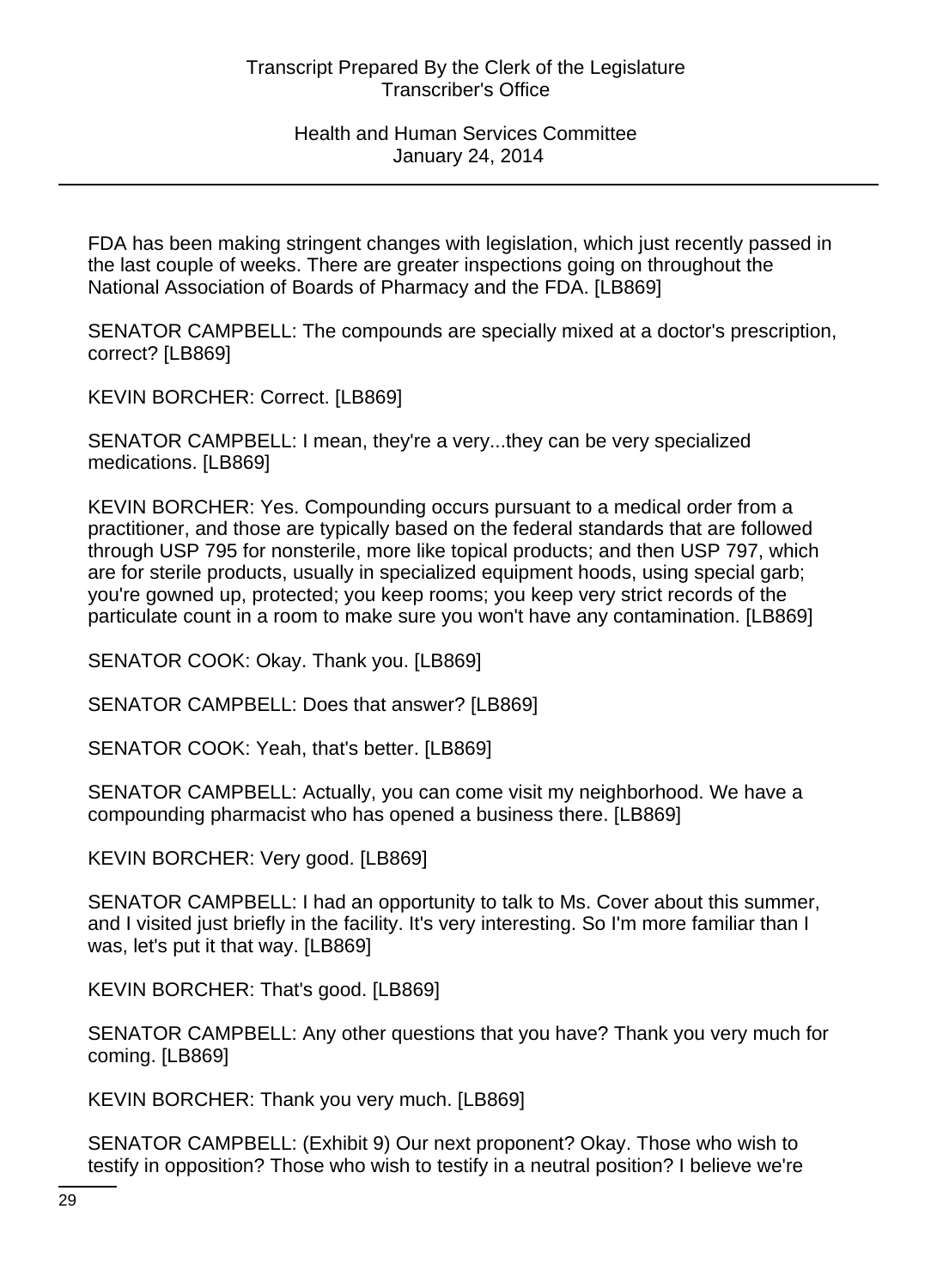FDA has been making stringent changes with legislation, which just recently passed in the last couple of weeks. There are greater inspections going on throughout the National Association of Boards of Pharmacy and the FDA. [LB869]

SENATOR CAMPBELL: The compounds are specially mixed at a doctor's prescription, correct? [LB869]

KEVIN BORCHER: Correct. [LB869]

SENATOR CAMPBELL: I mean, they're a very...they can be very specialized medications. [LB869]

KEVIN BORCHER: Yes. Compounding occurs pursuant to a medical order from a practitioner, and those are typically based on the federal standards that are followed through USP 795 for nonsterile, more like topical products; and then USP 797, which are for sterile products, usually in specialized equipment hoods, using special garb; you're gowned up, protected; you keep rooms; you keep very strict records of the particulate count in a room to make sure you won't have any contamination. [LB869]

SENATOR COOK: Okay. Thank you. [LB869]

SENATOR CAMPBELL: Does that answer? [LB869]

SENATOR COOK: Yeah, that's better. [LB869]

SENATOR CAMPBELL: Actually, you can come visit my neighborhood. We have a compounding pharmacist who has opened a business there. [LB869]

KEVIN BORCHER: Very good. [LB869]

SENATOR CAMPBELL: I had an opportunity to talk to Ms. Cover about this summer, and I visited just briefly in the facility. It's very interesting. So I'm more familiar than I was, let's put it that way. [LB869]

KEVIN BORCHER: That's good. [LB869]

SENATOR CAMPBELL: Any other questions that you have? Thank you very much for coming. [LB869]

KEVIN BORCHER: Thank you very much. [LB869]

SENATOR CAMPBELL: (Exhibit 9) Our next proponent? Okay. Those who wish to testify in opposition? Those who wish to testify in a neutral position? I believe we're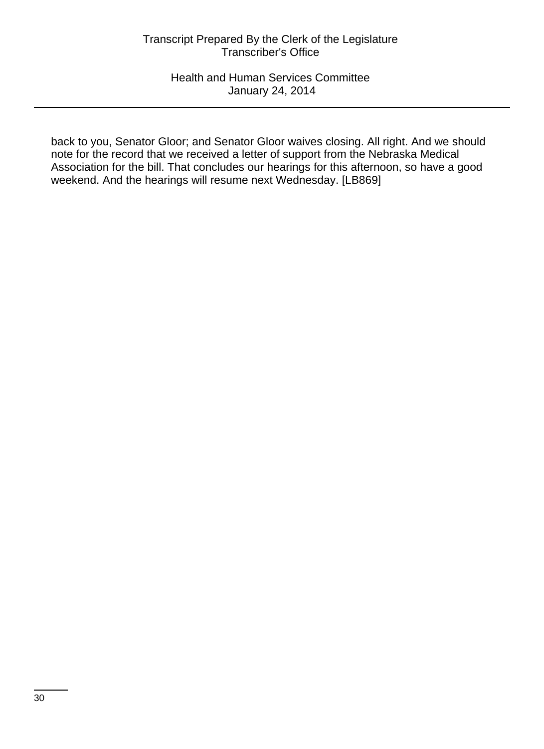back to you, Senator Gloor; and Senator Gloor waives closing. All right. And we should note for the record that we received a letter of support from the Nebraska Medical Association for the bill. That concludes our hearings for this afternoon, so have a good weekend. And the hearings will resume next Wednesday. [LB869]